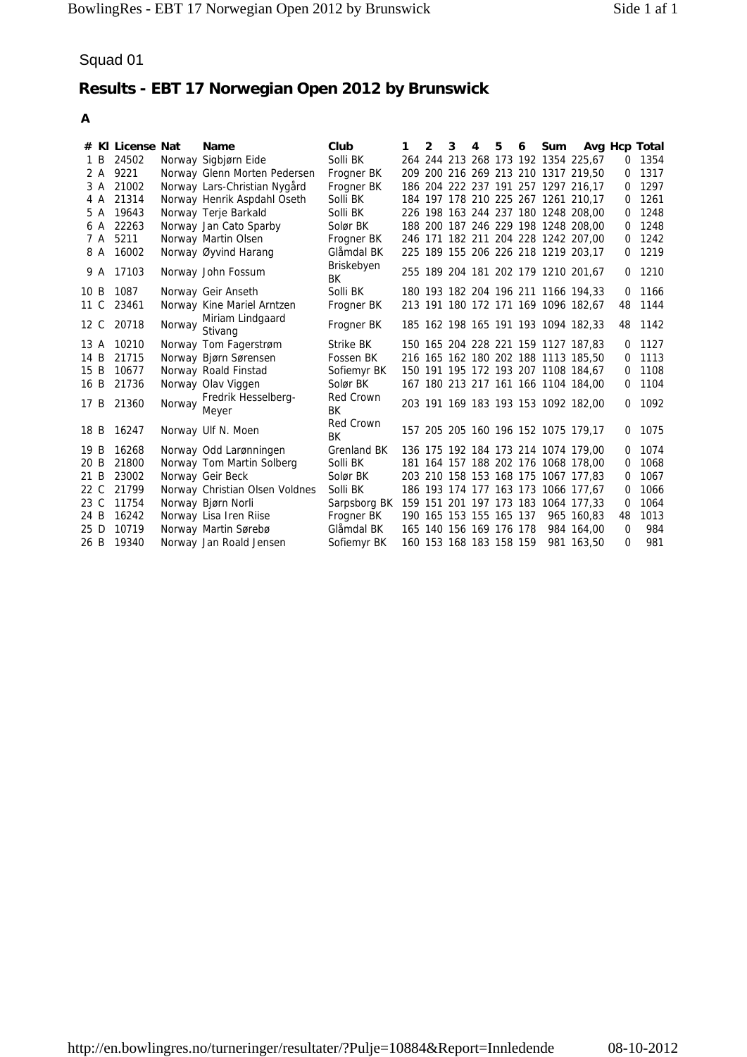Squad 01

# Results - EBT 17 Norwegian Open 2012 by Brunswick

**A**

| # | Kl | License | Nat | Name | Club | 1 | 2 | 3 | 4 | 5 | 6 | Sum | Avg | Hcp | Total |
|---|---|---|---|---|---|---|---|---|---|---|---|---|---|---|---|
| 1 | B | 24502 | Norway | Sigbjørn Eide | Solli BK | 264 | 244 | 213 | 268 | 173 | 192 | 1354 | 225,67 | 0 | 1354 |
| 2 | A | 9221 | Norway | Glenn Morten Pedersen | Frogner BK | 209 | 200 | 216 | 269 | 213 | 210 | 1317 | 219,50 | 0 | 1317 |
| 3 | A | 21002 | Norway | Lars-Christian Nygård | Frogner BK | 186 | 204 | 222 | 237 | 191 | 257 | 1297 | 216,17 | 0 | 1297 |
| 4 | A | 21314 | Norway | Henrik Aspdahl Oseth | Solli BK | 184 | 197 | 178 | 210 | 225 | 267 | 1261 | 210,17 | 0 | 1261 |
| 5 | A | 19643 | Norway | Terje Barkald | Solli BK | 226 | 198 | 163 | 244 | 237 | 180 | 1248 | 208,00 | 0 | 1248 |
| 6 | A | 22263 | Norway | Jan Cato Sparby | Solør BK | 188 | 200 | 187 | 246 | 229 | 198 | 1248 | 208,00 | 0 | 1248 |
| 7 | A | 5211 | Norway | Martin Olsen | Frogner BK | 246 | 171 | 182 | 211 | 204 | 228 | 1242 | 207,00 | 0 | 1242 |
| 8 | A | 16002 | Norway | Øyvind Harang | Glåmdal BK | 225 | 189 | 155 | 206 | 226 | 218 | 1219 | 203,17 | 0 | 1219 |
| 9 | A | 17103 | Norway | John Fossum | Briskebyen BK | 255 | 189 | 204 | 181 | 202 | 179 | 1210 | 201,67 | 0 | 1210 |
| 10 | B | 1087 | Norway | Geir Anseth | Solli BK | 180 | 193 | 182 | 204 | 196 | 211 | 1166 | 194,33 | 0 | 1166 |
| 11 | C | 23461 | Norway | Kine Mariel Arntzen | Frogner BK | 213 | 191 | 180 | 172 | 171 | 169 | 1096 | 182,67 | 48 | 1144 |
| 12 | C | 20718 | Norway | Miriam Lindgaard Stivang | Frogner BK | 185 | 162 | 198 | 165 | 191 | 193 | 1094 | 182,33 | 48 | 1142 |
| 13 | A | 10210 | Norway | Tom Fagerstrøm | Strike BK | 150 | 165 | 204 | 228 | 221 | 159 | 1127 | 187,83 | 0 | 1127 |
| 14 | B | 21715 | Norway | Bjørn Sørensen | Fossen BK | 216 | 165 | 162 | 180 | 202 | 188 | 1113 | 185,50 | 0 | 1113 |
| 15 | B | 10677 | Norway | Roald Finstad | Sofiemyr BK | 150 | 191 | 195 | 172 | 193 | 207 | 1108 | 184,67 | 0 | 1108 |
| 16 | B | 21736 | Norway | Olav Viggen | Solør BK | 167 | 180 | 213 | 217 | 161 | 166 | 1104 | 184,00 | 0 | 1104 |
| 17 | B | 21360 | Norway | Fredrik Hesselberg-Meyer | Red Crown BK | 203 | 191 | 169 | 183 | 193 | 153 | 1092 | 182,00 | 0 | 1092 |
| 18 | B | 16247 | Norway | Ulf N. Moen | Red Crown BK | 157 | 205 | 205 | 160 | 196 | 152 | 1075 | 179,17 | 0 | 1075 |
| 19 | B | 16268 | Norway | Odd Larønningen | Grenland BK | 136 | 175 | 192 | 184 | 173 | 214 | 1074 | 179,00 | 0 | 1074 |
| 20 | B | 21800 | Norway | Tom Martin Solberg | Solli BK | 181 | 164 | 157 | 188 | 202 | 176 | 1068 | 178,00 | 0 | 1068 |
| 21 | B | 23002 | Norway | Geir Beck | Solør BK | 203 | 210 | 158 | 153 | 168 | 175 | 1067 | 177,83 | 0 | 1067 |
| 22 | C | 21799 | Norway | Christian Olsen Voldnes | Solli BK | 186 | 193 | 174 | 177 | 163 | 173 | 1066 | 177,67 | 0 | 1066 |
| 23 | C | 11754 | Norway | Bjørn Norli | Sarpsborg BK | 159 | 151 | 201 | 197 | 173 | 183 | 1064 | 177,33 | 0 | 1064 |
| 24 | B | 16242 | Norway | Lisa Iren Riise | Frogner BK | 190 | 165 | 153 | 155 | 165 | 137 | 965 | 160,83 | 48 | 1013 |
| 25 | D | 10719 | Norway | Martin Sørebø | Glåmdal BK | 165 | 140 | 156 | 169 | 176 | 178 | 984 | 164,00 | 0 | 984 |
| 26 | B | 19340 | Norway | Jan Roald Jensen | Sofiemyr BK | 160 | 153 | 168 | 183 | 158 | 159 | 981 | 163,50 | 0 | 981 |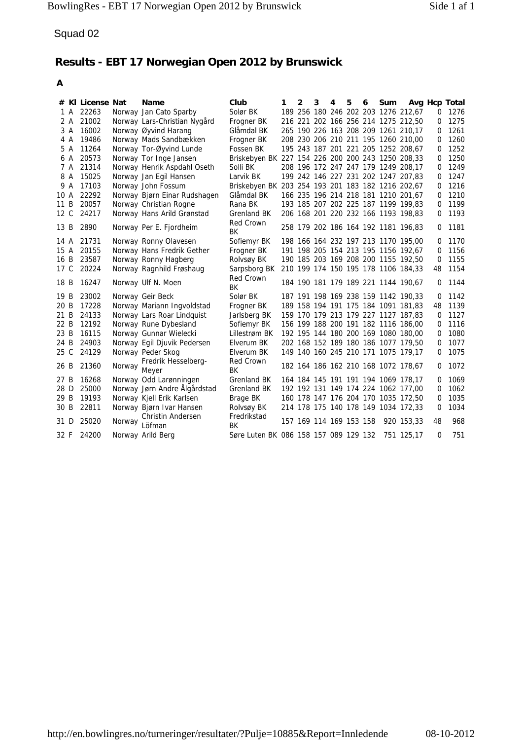Squad 02

## Results - EBT 17 Norwegian Open 2012 by Brunswick

**A**

| # | Kl | License | Nat | Name | Club | 1 | 2 | 3 | 4 | 5 | 6 | Sum | Avg | Hcp | Total |
|---|---|---|---|---|---|---|---|---|---|---|---|---|---|---|---|
| 1 | A | 22263 | Norway | Jan Cato Sparby | Solør BK | 189 | 256 | 180 | 246 | 202 | 203 | 1276 | 212,67 | 0 | 1276 |
| 2 | A | 21002 | Norway | Lars-Christian Nygård | Frogner BK | 216 | 221 | 202 | 166 | 256 | 214 | 1275 | 212,50 | 0 | 1275 |
| 3 | A | 16002 | Norway | Øyvind Harang | Glåmdal BK | 265 | 190 | 226 | 163 | 208 | 209 | 1261 | 210,17 | 0 | 1261 |
| 4 | A | 19486 | Norway | Mads Sandbækken | Frogner BK | 208 | 230 | 206 | 210 | 211 | 195 | 1260 | 210,00 | 0 | 1260 |
| 5 | A | 11264 | Norway | Tor-Øyvind Lunde | Fossen BK | 195 | 243 | 187 | 201 | 221 | 205 | 1252 | 208,67 | 0 | 1252 |
| 6 | A | 20573 | Norway | Tor Inge Jansen | Briskebyen BK | 227 | 154 | 226 | 200 | 200 | 243 | 1250 | 208,33 | 0 | 1250 |
| 7 | A | 21314 | Norway | Henrik Aspdahl Oseth | Solli BK | 208 | 196 | 172 | 247 | 247 | 179 | 1249 | 208,17 | 0 | 1249 |
| 8 | A | 15025 | Norway | Jan Egil Hansen | Larvik BK | 199 | 242 | 146 | 227 | 231 | 202 | 1247 | 207,83 | 0 | 1247 |
| 9 | A | 17103 | Norway | John Fossum | Briskebyen BK | 203 | 254 | 193 | 201 | 183 | 182 | 1216 | 202,67 | 0 | 1216 |
| 10 | A | 22292 | Norway | Bjørn Einar Rudshagen | Glåmdal BK | 166 | 235 | 196 | 214 | 218 | 181 | 1210 | 201,67 | 0 | 1210 |
| 11 | B | 20057 | Norway | Christian Rogne | Rana BK | 193 | 185 | 207 | 202 | 225 | 187 | 1199 | 199,83 | 0 | 1199 |
| 12 | C | 24217 | Norway | Hans Arild Grønstad | Grenland BK | 206 | 168 | 201 | 220 | 232 | 166 | 1193 | 198,83 | 0 | 1193 |
| 13 | B | 2890 | Norway | Per E. Fjordheim | Red Crown BK | 258 | 179 | 202 | 186 | 164 | 192 | 1181 | 196,83 | 0 | 1181 |
| 14 | A | 21731 | Norway | Ronny Olavesen | Sofiemyr BK | 198 | 166 | 164 | 232 | 197 | 213 | 1170 | 195,00 | 0 | 1170 |
| 15 | A | 20155 | Norway | Hans Fredrik Gether | Frogner BK | 191 | 198 | 205 | 154 | 213 | 195 | 1156 | 192,67 | 0 | 1156 |
| 16 | B | 23587 | Norway | Ronny Hagberg | Rolvsøy BK | 190 | 185 | 203 | 169 | 208 | 200 | 1155 | 192,50 | 0 | 1155 |
| 17 | C | 20224 | Norway | Ragnhild Frøshaug | Sarpsborg BK | 210 | 199 | 174 | 150 | 195 | 178 | 1106 | 184,33 | 48 | 1154 |
| 18 | B | 16247 | Norway | Ulf N. Moen | Red Crown BK | 184 | 190 | 181 | 179 | 189 | 221 | 1144 | 190,67 | 0 | 1144 |
| 19 | B | 23002 | Norway | Geir Beck | Solør BK | 187 | 191 | 198 | 169 | 238 | 159 | 1142 | 190,33 | 0 | 1142 |
| 20 | B | 17228 | Norway | Mariann Ingvoldstad | Frogner BK | 189 | 158 | 194 | 191 | 175 | 184 | 1091 | 181,83 | 48 | 1139 |
| 21 | B | 24133 | Norway | Lars Roar Lindquist | Jarlsberg BK | 159 | 170 | 179 | 213 | 179 | 227 | 1127 | 187,83 | 0 | 1127 |
| 22 | B | 12192 | Norway | Rune Dybesland | Sofiemyr BK | 156 | 199 | 188 | 200 | 191 | 182 | 1116 | 186,00 | 0 | 1116 |
| 23 | B | 16115 | Norway | Gunnar Wielecki | Lillestrøm BK | 192 | 195 | 144 | 180 | 200 | 169 | 1080 | 180,00 | 0 | 1080 |
| 24 | B | 24903 | Norway | Egil Djuvik Pedersen | Elverum BK | 202 | 168 | 152 | 189 | 180 | 186 | 1077 | 179,50 | 0 | 1077 |
| 25 | C | 24129 | Norway | Peder Skog | Elverum BK | 149 | 140 | 160 | 245 | 210 | 171 | 1075 | 179,17 | 0 | 1075 |
| 26 | B | 21360 | Norway | Fredrik Hesselberg-Meyer | Red Crown BK | 182 | 164 | 186 | 162 | 210 | 168 | 1072 | 178,67 | 0 | 1072 |
| 27 | B | 16268 | Norway | Odd Larønningen | Grenland BK | 164 | 184 | 145 | 191 | 191 | 194 | 1069 | 178,17 | 0 | 1069 |
| 28 | D | 25000 | Norway | Jørn Andre Ålgårdstad | Grenland BK | 192 | 192 | 131 | 149 | 174 | 224 | 1062 | 177,00 | 0 | 1062 |
| 29 | B | 19193 | Norway | Kjell Erik Karlsen | Brage BK | 160 | 178 | 147 | 176 | 204 | 170 | 1035 | 172,50 | 0 | 1035 |
| 30 | B | 22811 | Norway | Bjørn Ivar Hansen | Rolvsøy BK | 214 | 178 | 175 | 140 | 178 | 149 | 1034 | 172,33 | 0 | 1034 |
| 31 | D | 25020 | Norway | Christin Andersen Löfman | Fredrikstad BK | 157 | 169 | 114 | 169 | 153 | 158 | 920 | 153,33 | 48 | 968 |
| 32 | F | 24200 | Norway | Arild Berg | Søre Luten BK | 086 | 158 | 157 | 089 | 129 | 132 | 751 | 125,17 | 0 | 751 |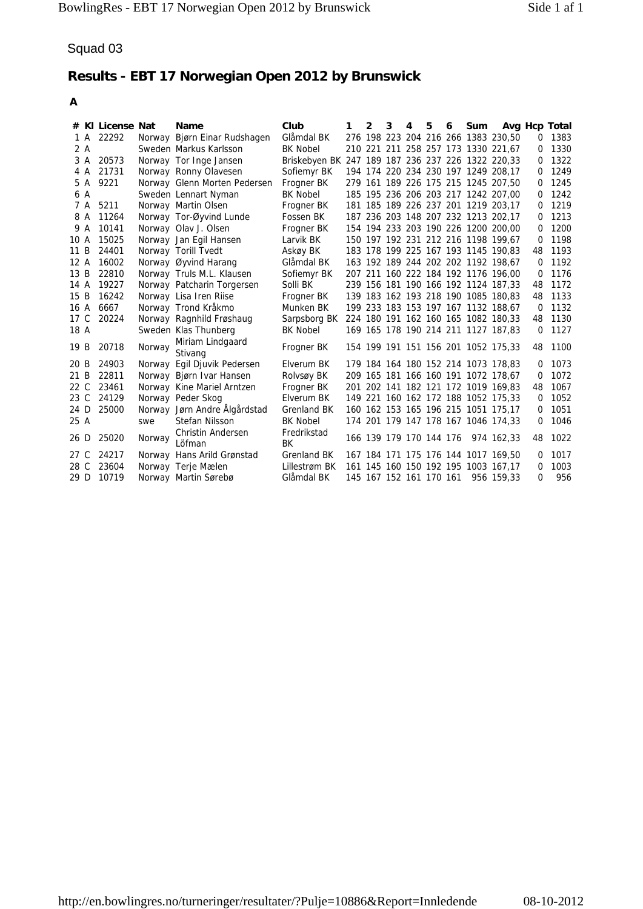Squad 03

# Results - EBT 17 Norwegian Open 2012 by Brunswick

**A**

| # | Kl | License | Nat | Name | Club | 1 | 2 | 3 | 4 | 5 | 6 | Sum | Avg | Hcp | Total |
|---|---|---|---|---|---|---|---|---|---|---|---|---|---|---|---|
| 1 | A | 22292 | Norway | Bjørn Einar Rudshagen | Glåmdal BK | 276 | 198 | 223 | 204 | 216 | 266 | 1383 | 230,50 | 0 | 1383 |
| 2 | A | | Sweden | Markus Karlsson | BK Nobel | 210 | 221 | 211 | 258 | 257 | 173 | 1330 | 221,67 | 0 | 1330 |
| 3 | A | 20573 | Norway | Tor Inge Jansen | Briskebyen BK | 247 | 189 | 187 | 236 | 237 | 226 | 1322 | 220,33 | 0 | 1322 |
| 4 | A | 21731 | Norway | Ronny Olavesen | Sofiemyr BK | 194 | 174 | 220 | 234 | 230 | 197 | 1249 | 208,17 | 0 | 1249 |
| 5 | A | 9221 | Norway | Glenn Morten Pedersen | Frogner BK | 279 | 161 | 189 | 226 | 175 | 215 | 1245 | 207,50 | 0 | 1245 |
| 6 | A | | Sweden | Lennart Nyman | BK Nobel | 185 | 195 | 236 | 206 | 203 | 217 | 1242 | 207,00 | 0 | 1242 |
| 7 | A | 5211 | Norway | Martin Olsen | Frogner BK | 181 | 185 | 189 | 226 | 237 | 201 | 1219 | 203,17 | 0 | 1219 |
| 8 | A | 11264 | Norway | Tor-Øyvind Lunde | Fossen BK | 187 | 236 | 203 | 148 | 207 | 232 | 1213 | 202,17 | 0 | 1213 |
| 9 | A | 10141 | Norway | Olav J. Olsen | Frogner BK | 154 | 194 | 233 | 203 | 190 | 226 | 1200 | 200,00 | 0 | 1200 |
| 10 | A | 15025 | Norway | Jan Egil Hansen | Larvik BK | 150 | 197 | 192 | 231 | 212 | 216 | 1198 | 199,67 | 0 | 1198 |
| 11 | B | 24401 | Norway | Torill Tvedt | Askøy BK | 183 | 178 | 199 | 225 | 167 | 193 | 1145 | 190,83 | 48 | 1193 |
| 12 | A | 16002 | Norway | Øyvind Harang | Glåmdal BK | 163 | 192 | 189 | 244 | 202 | 202 | 1192 | 198,67 | 0 | 1192 |
| 13 | B | 22810 | Norway | Truls M.L. Klausen | Sofiemyr BK | 207 | 211 | 160 | 222 | 184 | 192 | 1176 | 196,00 | 0 | 1176 |
| 14 | A | 19227 | Norway | Patcharin Torgersen | Solli BK | 239 | 156 | 181 | 190 | 166 | 192 | 1124 | 187,33 | 48 | 1172 |
| 15 | B | 16242 | Norway | Lisa Iren Riise | Frogner BK | 139 | 183 | 162 | 193 | 218 | 190 | 1085 | 180,83 | 48 | 1133 |
| 16 | A | 6667 | Norway | Trond Kråkmo | Munken BK | 199 | 233 | 183 | 153 | 197 | 167 | 1132 | 188,67 | 0 | 1132 |
| 17 | C | 20224 | Norway | Ragnhild Frøshaug | Sarpsborg BK | 224 | 180 | 191 | 162 | 160 | 165 | 1082 | 180,33 | 48 | 1130 |
| 18 | A | | Sweden | Klas Thunberg | BK Nobel | 169 | 165 | 178 | 190 | 214 | 211 | 1127 | 187,83 | 0 | 1127 |
| 19 | B | 20718 | Norway | Miriam Lindgaard Stivang | Frogner BK | 154 | 199 | 191 | 151 | 156 | 201 | 1052 | 175,33 | 48 | 1100 |
| 20 | B | 24903 | Norway | Egil Djuvik Pedersen | Elverum BK | 179 | 184 | 164 | 180 | 152 | 214 | 1073 | 178,83 | 0 | 1073 |
| 21 | B | 22811 | Norway | Bjørn Ivar Hansen | Rolvsøy BK | 209 | 165 | 181 | 166 | 160 | 191 | 1072 | 178,67 | 0 | 1072 |
| 22 | C | 23461 | Norway | Kine Mariel Arntzen | Frogner BK | 201 | 202 | 141 | 182 | 121 | 172 | 1019 | 169,83 | 48 | 1067 |
| 23 | C | 24129 | Norway | Peder Skog | Elverum BK | 149 | 221 | 160 | 162 | 172 | 188 | 1052 | 175,33 | 0 | 1052 |
| 24 | D | 25000 | Norway | Jørn Andre Ålgårdstad | Grenland BK | 160 | 162 | 153 | 165 | 196 | 215 | 1051 | 175,17 | 0 | 1051 |
| 25 | A | | swe | Stefan Nilsson | BK Nobel | 174 | 201 | 179 | 147 | 178 | 167 | 1046 | 174,33 | 0 | 1046 |
| 26 | D | 25020 | Norway | Christin Andersen Löfman | Fredrikstad BK | 166 | 139 | 179 | 170 | 144 | 176 | 974 | 162,33 | 48 | 1022 |
| 27 | C | 24217 | Norway | Hans Arild Grønstad | Grenland BK | 167 | 184 | 171 | 175 | 176 | 144 | 1017 | 169,50 | 0 | 1017 |
| 28 | C | 23604 | Norway | Terje Mælen | Lillestrøm BK | 161 | 145 | 160 | 150 | 192 | 195 | 1003 | 167,17 | 0 | 1003 |
| 29 | D | 10719 | Norway | Martin Sørebø | Glåmdal BK | 145 | 167 | 152 | 161 | 170 | 161 | 956 | 159,33 | 0 | 956 |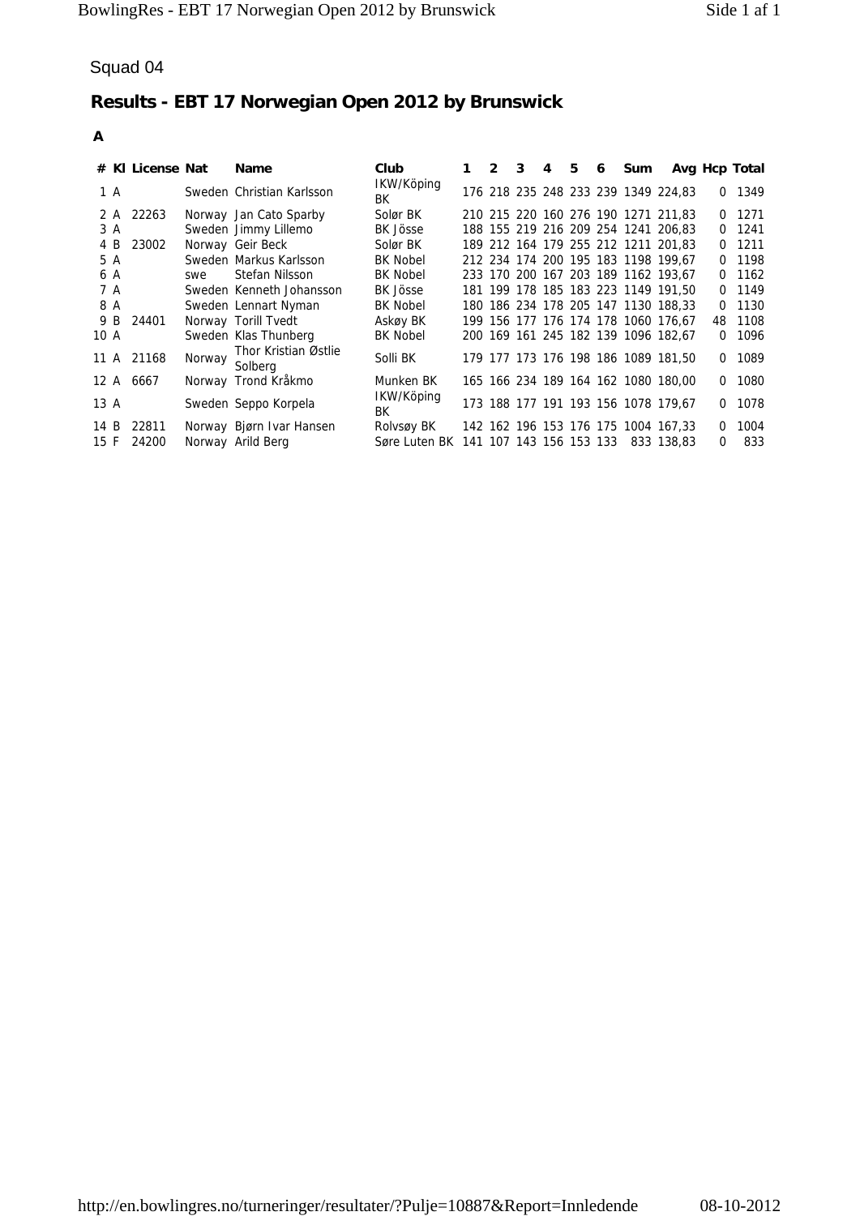Squad 04

# Results - EBT 17 Norwegian Open 2012 by Brunswick

**A**

| # | Kl | License | Nat | Name | Club | 1 | 2 | 3 | 4 | 5 | 6 | Sum | Avg | Hcp | Total |
|---|---|---|---|---|---|---|---|---|---|---|---|---|---|---|---|
| 1 | A | | Sweden | Christian Karlsson | IKW/Köping BK | 176 | 218 | 235 | 248 | 233 | 239 | 1349 | 224,83 | 0 | 1349 |
| 2 | A | 22263 | Norway | Jan Cato Sparby | Solør BK | 210 | 215 | 220 | 160 | 276 | 190 | 1271 | 211,83 | 0 | 1271 |
| 3 | A | | Sweden | Jimmy Lillemo | BK Jösse | 188 | 155 | 219 | 216 | 209 | 254 | 1241 | 206,83 | 0 | 1241 |
| 4 | B | 23002 | Norway | Geir Beck | Solør BK | 189 | 212 | 164 | 179 | 255 | 212 | 1211 | 201,83 | 0 | 1211 |
| 5 | A | | Sweden | Markus Karlsson | BK Nobel | 212 | 234 | 174 | 200 | 195 | 183 | 1198 | 199,67 | 0 | 1198 |
| 6 | A | | swe | Stefan Nilsson | BK Nobel | 233 | 170 | 200 | 167 | 203 | 189 | 1162 | 193,67 | 0 | 1162 |
| 7 | A | | Sweden | Kenneth Johansson | BK Jösse | 181 | 199 | 178 | 185 | 183 | 223 | 1149 | 191,50 | 0 | 1149 |
| 8 | A | | Sweden | Lennart Nyman | BK Nobel | 180 | 186 | 234 | 178 | 205 | 147 | 1130 | 188,33 | 0 | 1130 |
| 9 | B | 24401 | Norway | Torill Tvedt | Askøy BK | 199 | 156 | 177 | 176 | 174 | 178 | 1060 | 176,67 | 48 | 1108 |
| 10 | A | | Sweden | Klas Thunberg | BK Nobel | 200 | 169 | 161 | 245 | 182 | 139 | 1096 | 182,67 | 0 | 1096 |
| 11 | A | 21168 | Norway | Thor Kristian Østlie Solberg | Solli BK | 179 | 177 | 173 | 176 | 198 | 186 | 1089 | 181,50 | 0 | 1089 |
| 12 | A | 6667 | Norway | Trond Kråkmo | Munken BK | 165 | 166 | 234 | 189 | 164 | 162 | 1080 | 180,00 | 0 | 1080 |
| 13 | A | | Sweden | Seppo Korpela | IKW/Köping BK | 173 | 188 | 177 | 191 | 193 | 156 | 1078 | 179,67 | 0 | 1078 |
| 14 | B | 22811 | Norway | Bjørn Ivar Hansen | Rolvsøy BK | 142 | 162 | 196 | 153 | 176 | 175 | 1004 | 167,33 | 0 | 1004 |
| 15 | F | 24200 | Norway | Arild Berg | Søre Luten BK | 141 | 107 | 143 | 156 | 153 | 133 | 833 | 138,83 | 0 | 833 |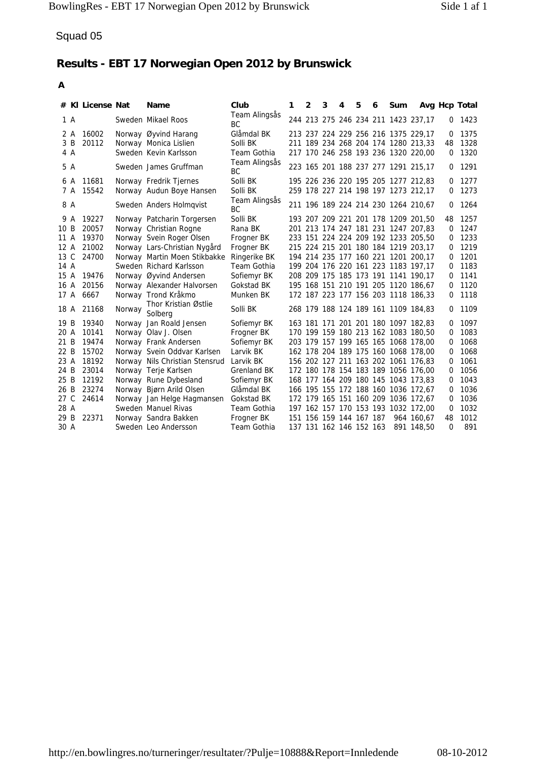Squad 05

## Results - EBT 17 Norwegian Open 2012 by Brunswick

**A**

| # | Kl | License | Nat | Name | Club | 1 | 2 | 3 | 4 | 5 | 6 | Sum | Avg | Hcp | Total |
|---|---|---|---|---|---|---|---|---|---|---|---|---|---|---|---|
| 1 | A | | Sweden | Mikael Roos | Team Alingsås BC | 244 | 213 | 275 | 246 | 234 | 211 | 1423 | 237,17 | 0 | 1423 |
| 2 | A | 16002 | Norway | Øyvind Harang | Glåmdal BK | 213 | 237 | 224 | 229 | 256 | 216 | 1375 | 229,17 | 0 | 1375 |
| 3 | B | 20112 | Norway | Monica Lislien | Solli BK | 211 | 189 | 234 | 268 | 204 | 174 | 1280 | 213,33 | 48 | 1328 |
| 4 | A | | Sweden | Kevin Karlsson | Team Gothia | 217 | 170 | 246 | 258 | 193 | 236 | 1320 | 220,00 | 0 | 1320 |
| 5 | A | | Sweden | James Gruffman | Team Alingsås BC | 223 | 165 | 201 | 188 | 237 | 277 | 1291 | 215,17 | 0 | 1291 |
| 6 | A | 11681 | Norway | Fredrik Tjernes | Solli BK | 195 | 226 | 236 | 220 | 195 | 205 | 1277 | 212,83 | 0 | 1277 |
| 7 | A | 15542 | Norway | Audun Boye Hansen | Solli BK | 259 | 178 | 227 | 214 | 198 | 197 | 1273 | 212,17 | 0 | 1273 |
| 8 | A | | Sweden | Anders Holmqvist | Team Alingsås BC | 211 | 196 | 189 | 224 | 214 | 230 | 1264 | 210,67 | 0 | 1264 |
| 9 | A | 19227 | Norway | Patcharin Torgersen | Solli BK | 193 | 207 | 209 | 221 | 201 | 178 | 1209 | 201,50 | 48 | 1257 |
| 10 | B | 20057 | Norway | Christian Rogne | Rana BK | 201 | 213 | 174 | 247 | 181 | 231 | 1247 | 207,83 | 0 | 1247 |
| 11 | A | 19370 | Norway | Svein Roger Olsen | Frogner BK | 233 | 151 | 224 | 224 | 209 | 192 | 1233 | 205,50 | 0 | 1233 |
| 12 | A | 21002 | Norway | Lars-Christian Nygård | Frogner BK | 215 | 224 | 215 | 201 | 180 | 184 | 1219 | 203,17 | 0 | 1219 |
| 13 | C | 24700 | Norway | Martin Moen Stikbakke | Ringerike BK | 194 | 214 | 235 | 177 | 160 | 221 | 1201 | 200,17 | 0 | 1201 |
| 14 | A | | Sweden | Richard Karlsson | Team Gothia | 199 | 204 | 176 | 220 | 161 | 223 | 1183 | 197,17 | 0 | 1183 |
| 15 | A | 19476 | Norway | Øyvind Andersen | Sofiemyr BK | 208 | 209 | 175 | 185 | 173 | 191 | 1141 | 190,17 | 0 | 1141 |
| 16 | A | 20156 | Norway | Alexander Halvorsen | Gokstad BK | 195 | 168 | 151 | 210 | 191 | 205 | 1120 | 186,67 | 0 | 1120 |
| 17 | A | 6667 | Norway | Trond Kråkmo | Munken BK | 172 | 187 | 223 | 177 | 156 | 203 | 1118 | 186,33 | 0 | 1118 |
| 18 | A | 21168 | Norway | Thor Kristian Østlie Solberg | Solli BK | 268 | 179 | 188 | 124 | 189 | 161 | 1109 | 184,83 | 0 | 1109 |
| 19 | B | 19340 | Norway | Jan Roald Jensen | Sofiemyr BK | 163 | 181 | 171 | 201 | 201 | 180 | 1097 | 182,83 | 0 | 1097 |
| 20 | A | 10141 | Norway | Olav J. Olsen | Frogner BK | 170 | 199 | 159 | 180 | 213 | 162 | 1083 | 180,50 | 0 | 1083 |
| 21 | B | 19474 | Norway | Frank Andersen | Sofiemyr BK | 203 | 179 | 157 | 199 | 165 | 165 | 1068 | 178,00 | 0 | 1068 |
| 22 | B | 15702 | Norway | Svein Oddvar Karlsen | Larvik BK | 162 | 178 | 204 | 189 | 175 | 160 | 1068 | 178,00 | 0 | 1068 |
| 23 | A | 18192 | Norway | Nils Christian Stensrud | Larvik BK | 156 | 202 | 127 | 211 | 163 | 202 | 1061 | 176,83 | 0 | 1061 |
| 24 | B | 23014 | Norway | Terje Karlsen | Grenland BK | 172 | 180 | 178 | 154 | 183 | 189 | 1056 | 176,00 | 0 | 1056 |
| 25 | B | 12192 | Norway | Rune Dybesland | Sofiemyr BK | 168 | 177 | 164 | 209 | 180 | 145 | 1043 | 173,83 | 0 | 1043 |
| 26 | B | 23274 | Norway | Bjørn Arild Olsen | Glåmdal BK | 166 | 195 | 155 | 172 | 188 | 160 | 1036 | 172,67 | 0 | 1036 |
| 27 | C | 24614 | Norway | Jan Helge Hagmansen | Gokstad BK | 172 | 179 | 165 | 151 | 160 | 209 | 1036 | 172,67 | 0 | 1036 |
| 28 | A | | Sweden | Manuel Rivas | Team Gothia | 197 | 162 | 157 | 170 | 153 | 193 | 1032 | 172,00 | 0 | 1032 |
| 29 | B | 22371 | Norway | Sandra Bakken | Frogner BK | 151 | 156 | 159 | 144 | 167 | 187 | 964 | 160,67 | 48 | 1012 |
| 30 | A | | Sweden | Leo Andersson | Team Gothia | 137 | 131 | 162 | 146 | 152 | 163 | 891 | 148,50 | 0 | 891 |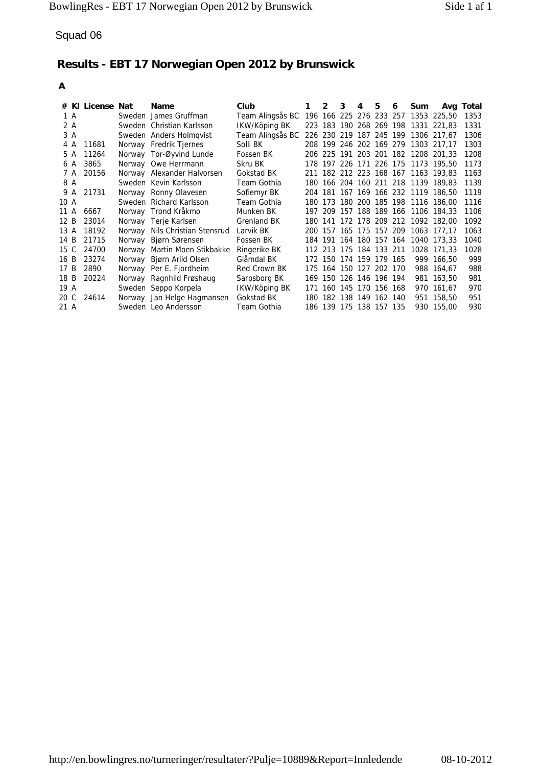Squad 06

# Results - EBT 17 Norwegian Open 2012 by Brunswick

**A**

| # | Kl | License | Nat | Name | Club | 1 | 2 | 3 | 4 | 5 | 6 | Sum | Avg | Total |
|---|---|---|---|---|---|---|---|---|---|---|---|---|---|---|
| 1 | A | | Sweden | James Gruffman | Team Alingsås BC | 196 | 166 | 225 | 276 | 233 | 257 | 1353 | 225,50 | 1353 |
| 2 | A | | Sweden | Christian Karlsson | IKW/Köping BK | 223 | 183 | 190 | 268 | 269 | 198 | 1331 | 221,83 | 1331 |
| 3 | A | | Sweden | Anders Holmqvist | Team Alingsås BC | 226 | 230 | 219 | 187 | 245 | 199 | 1306 | 217,67 | 1306 |
| 4 | A | 11681 | Norway | Fredrik Tjernes | Solli BK | 208 | 199 | 246 | 202 | 169 | 279 | 1303 | 217,17 | 1303 |
| 5 | A | 11264 | Norway | Tor-Øyvind Lunde | Fossen BK | 206 | 225 | 191 | 203 | 201 | 182 | 1208 | 201,33 | 1208 |
| 6 | A | 3865 | Norway | Owe Herrmann | Skru BK | 178 | 197 | 226 | 171 | 226 | 175 | 1173 | 195,50 | 1173 |
| 7 | A | 20156 | Norway | Alexander Halvorsen | Gokstad BK | 211 | 182 | 212 | 223 | 168 | 167 | 1163 | 193,83 | 1163 |
| 8 | A | | Sweden | Kevin Karlsson | Team Gothia | 180 | 166 | 204 | 160 | 211 | 218 | 1139 | 189,83 | 1139 |
| 9 | A | 21731 | Norway | Ronny Olavesen | Sofiemyr BK | 204 | 181 | 167 | 169 | 166 | 232 | 1119 | 186,50 | 1119 |
| 10 | A | | Sweden | Richard Karlsson | Team Gothia | 180 | 173 | 180 | 200 | 185 | 198 | 1116 | 186,00 | 1116 |
| 11 | A | 6667 | Norway | Trond Kråkmo | Munken BK | 197 | 209 | 157 | 188 | 189 | 166 | 1106 | 184,33 | 1106 |
| 12 | B | 23014 | Norway | Terje Karlsen | Grenland BK | 180 | 141 | 172 | 178 | 209 | 212 | 1092 | 182,00 | 1092 |
| 13 | A | 18192 | Norway | Nils Christian Stensrud | Larvik BK | 200 | 157 | 165 | 175 | 157 | 209 | 1063 | 177,17 | 1063 |
| 14 | B | 21715 | Norway | Bjørn Sørensen | Fossen BK | 184 | 191 | 164 | 180 | 157 | 164 | 1040 | 173,33 | 1040 |
| 15 | C | 24700 | Norway | Martin Moen Stikbakke | Ringerike BK | 112 | 213 | 175 | 184 | 133 | 211 | 1028 | 171,33 | 1028 |
| 16 | B | 23274 | Norway | Bjørn Arild Olsen | Glåmdal BK | 172 | 150 | 174 | 159 | 179 | 165 | 999 | 166,50 | 999 |
| 17 | B | 2890 | Norway | Per E. Fjordheim | Red Crown BK | 175 | 164 | 150 | 127 | 202 | 170 | 988 | 164,67 | 988 |
| 18 | B | 20224 | Norway | Ragnhild Frøshaug | Sarpsborg BK | 169 | 150 | 126 | 146 | 196 | 194 | 981 | 163,50 | 981 |
| 19 | A | | Sweden | Seppo Korpela | IKW/Köping BK | 171 | 160 | 145 | 170 | 156 | 168 | 970 | 161,67 | 970 |
| 20 | C | 24614 | Norway | Jan Helge Hagmansen | Gokstad BK | 180 | 182 | 138 | 149 | 162 | 140 | 951 | 158,50 | 951 |
| 21 | A | | Sweden | Leo Andersson | Team Gothia | 186 | 139 | 175 | 138 | 157 | 135 | 930 | 155,00 | 930 |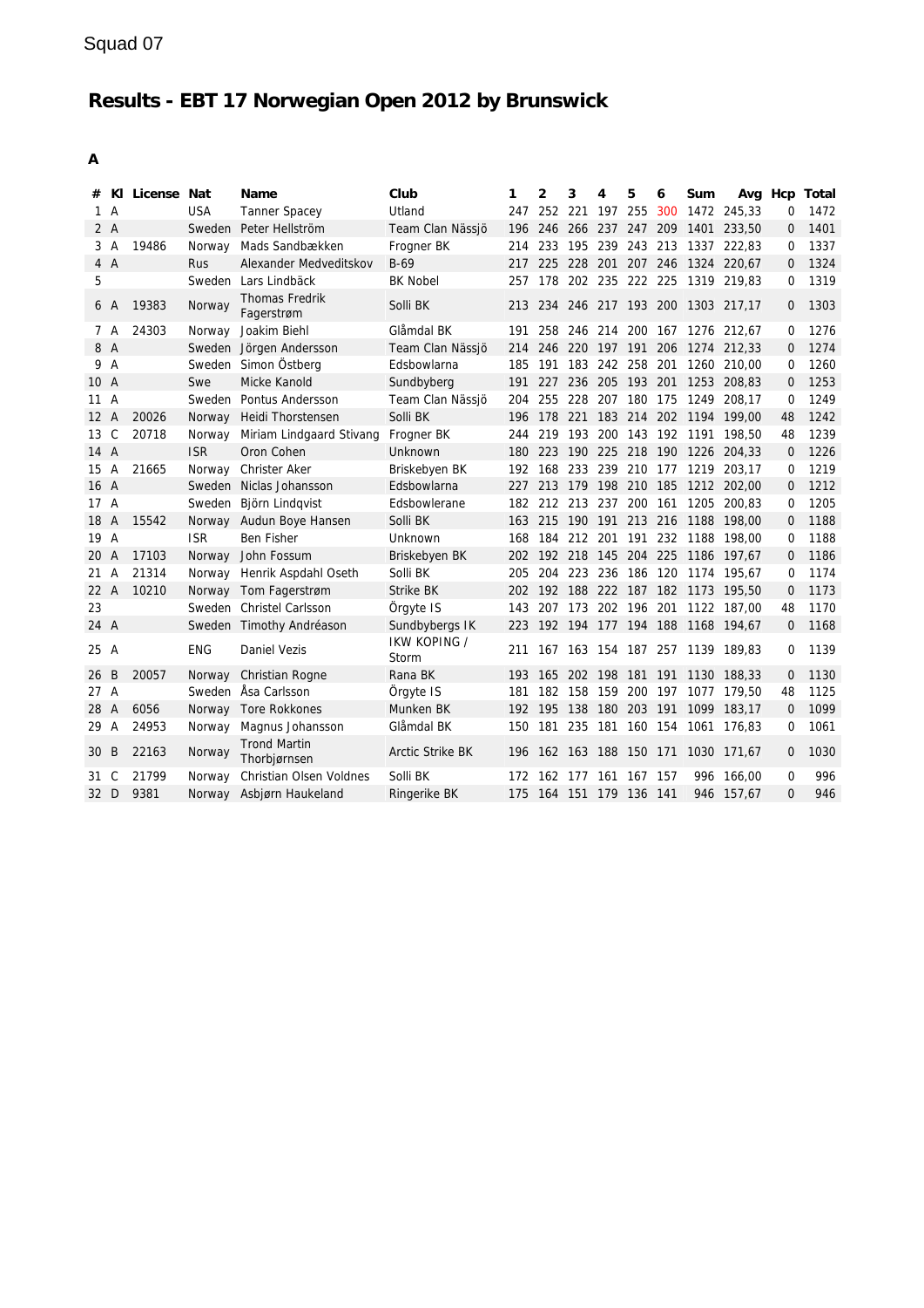Squad 07

# Results - EBT 17 Norwegian Open 2012 by Brunswick

**A**

| # | Kl | License | Nat | Name | Club | 1 | 2 | 3 | 4 | 5 | 6 | Sum | Avg | Hcp | Total |
|---|---|---|---|---|---|---|---|---|---|---|---|---|---|---|---|
| 1 | A | | USA | Tanner Spacey | Utland | 247 | 252 | 221 | 197 | 255 | 300 | 1472 | 245,33 | 0 | 1472 |
| 2 | A | | Sweden | Peter Hellström | Team Clan Nässjö | 196 | 246 | 266 | 237 | 247 | 209 | 1401 | 233,50 | 0 | 1401 |
| 3 | A | 19486 | Norway | Mads Sandbækken | Frogner BK | 214 | 233 | 195 | 239 | 243 | 213 | 1337 | 222,83 | 0 | 1337 |
| 4 | A | | Rus | Alexander Medveditskov | B-69 | 217 | 225 | 228 | 201 | 207 | 246 | 1324 | 220,67 | 0 | 1324 |
| 5 | | | Sweden | Lars Lindbäck | BK Nobel | 257 | 178 | 202 | 235 | 222 | 225 | 1319 | 219,83 | 0 | 1319 |
| 6 | A | 19383 | Norway | Thomas Fredrik Fagerstrøm | Solli BK | 213 | 234 | 246 | 217 | 193 | 200 | 1303 | 217,17 | 0 | 1303 |
| 7 | A | 24303 | Norway | Joakim Biehl | Glåmdal BK | 191 | 258 | 246 | 214 | 200 | 167 | 1276 | 212,67 | 0 | 1276 |
| 8 | A | | Sweden | Jörgen Andersson | Team Clan Nässjö | 214 | 246 | 220 | 197 | 191 | 206 | 1274 | 212,33 | 0 | 1274 |
| 9 | A | | Sweden | Simon Östberg | Edsbowlarna | 185 | 191 | 183 | 242 | 258 | 201 | 1260 | 210,00 | 0 | 1260 |
| 10 | A | | Swe | Micke Kanold | Sundbyberg | 191 | 227 | 236 | 205 | 193 | 201 | 1253 | 208,83 | 0 | 1253 |
| 11 | A | | Sweden | Pontus Andersson | Team Clan Nässjö | 204 | 255 | 228 | 207 | 180 | 175 | 1249 | 208,17 | 0 | 1249 |
| 12 | A | 20026 | Norway | Heidi Thorstensen | Solli BK | 196 | 178 | 221 | 183 | 214 | 202 | 1194 | 199,00 | 48 | 1242 |
| 13 | C | 20718 | Norway | Miriam Lindgaard Stivang | Frogner BK | 244 | 219 | 193 | 200 | 143 | 192 | 1191 | 198,50 | 48 | 1239 |
| 14 | A | | ISR | Oron Cohen | Unknown | 180 | 223 | 190 | 225 | 218 | 190 | 1226 | 204,33 | 0 | 1226 |
| 15 | A | 21665 | Norway | Christer Aker | Briskebyen BK | 192 | 168 | 233 | 239 | 210 | 177 | 1219 | 203,17 | 0 | 1219 |
| 16 | A | | Sweden | Niclas Johansson | Edsbowlarna | 227 | 213 | 179 | 198 | 210 | 185 | 1212 | 202,00 | 0 | 1212 |
| 17 | A | | Sweden | Björn Lindqvist | Edsbowlerane | 182 | 212 | 213 | 237 | 200 | 161 | 1205 | 200,83 | 0 | 1205 |
| 18 | A | 15542 | Norway | Audun Boye Hansen | Solli BK | 163 | 215 | 190 | 191 | 213 | 216 | 1188 | 198,00 | 0 | 1188 |
| 19 | A | | ISR | Ben Fisher | Unknown | 168 | 184 | 212 | 201 | 191 | 232 | 1188 | 198,00 | 0 | 1188 |
| 20 | A | 17103 | Norway | John Fossum | Briskebyen BK | 202 | 192 | 218 | 145 | 204 | 225 | 1186 | 197,67 | 0 | 1186 |
| 21 | A | 21314 | Norway | Henrik Aspdahl Oseth | Solli BK | 205 | 204 | 223 | 236 | 186 | 120 | 1174 | 195,67 | 0 | 1174 |
| 22 | A | 10210 | Norway | Tom Fagerstrøm | Strike BK | 202 | 192 | 188 | 222 | 187 | 182 | 1173 | 195,50 | 0 | 1173 |
| 23 | | | Sweden | Christel Carlsson | Örgyte IS | 143 | 207 | 173 | 202 | 196 | 201 | 1122 | 187,00 | 48 | 1170 |
| 24 | A | | Sweden | Timothy Andréason | Sundbybergs IK | 223 | 192 | 194 | 177 | 194 | 188 | 1168 | 194,67 | 0 | 1168 |
| 25 | A | | ENG | Daniel Vezis | IKW KOPING / Storm | 211 | 167 | 163 | 154 | 187 | 257 | 1139 | 189,83 | 0 | 1139 |
| 26 | B | 20057 | Norway | Christian Rogne | Rana BK | 193 | 165 | 202 | 198 | 181 | 191 | 1130 | 188,33 | 0 | 1130 |
| 27 | A | | Sweden | Åsa Carlsson | Örgyte IS | 181 | 182 | 158 | 159 | 200 | 197 | 1077 | 179,50 | 48 | 1125 |
| 28 | A | 6056 | Norway | Tore Rokkones | Munken BK | 192 | 195 | 138 | 180 | 203 | 191 | 1099 | 183,17 | 0 | 1099 |
| 29 | A | 24953 | Norway | Magnus Johansson | Glåmdal BK | 150 | 181 | 235 | 181 | 160 | 154 | 1061 | 176,83 | 0 | 1061 |
| 30 | B | 22163 | Norway | Trond Martin Thorbjørnsen | Arctic Strike BK | 196 | 162 | 163 | 188 | 150 | 171 | 1030 | 171,67 | 0 | 1030 |
| 31 | C | 21799 | Norway | Christian Olsen Voldnes | Solli BK | 172 | 162 | 177 | 161 | 167 | 157 | 996 | 166,00 | 0 | 996 |
| 32 | D | 9381 | Norway | Asbjørn Haukeland | Ringerike BK | 175 | 164 | 151 | 179 | 136 | 141 | 946 | 157,67 | 0 | 946 |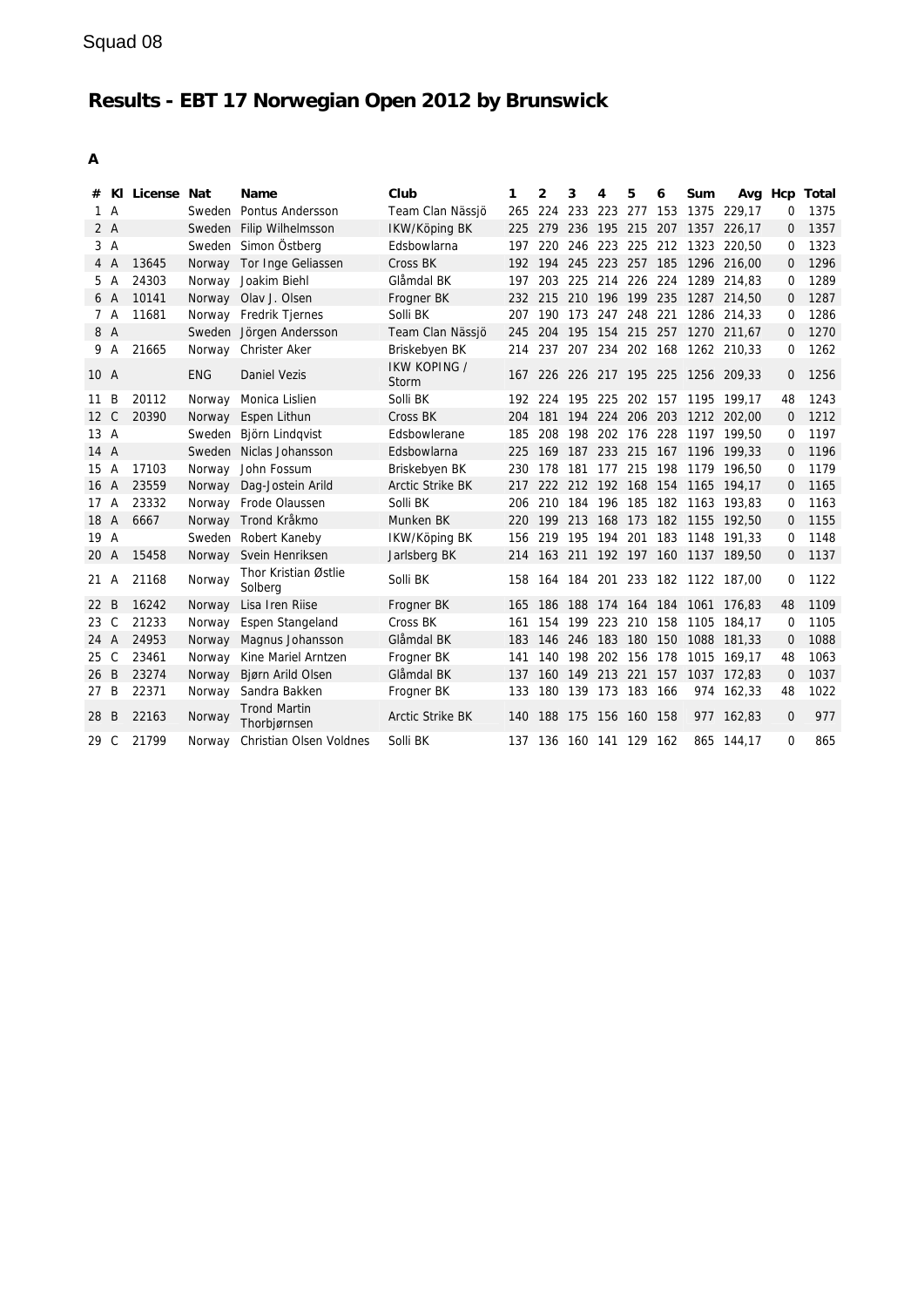Squad 08

# Results - EBT 17 Norwegian Open 2012 by Brunswick

**A**

| # | Kl | License | Nat | Name | Club | 1 | 2 | 3 | 4 | 5 | 6 | Sum | Avg | Hcp | Total |
|---|---|---|---|---|---|---|---|---|---|---|---|---|---|---|---|
| 1 | A | | Sweden | Pontus Andersson | Team Clan Nässjö | 265 | 224 | 233 | 223 | 277 | 153 | 1375 | 229,17 | 0 | 1375 |
| 2 | A | | Sweden | Filip Wilhelmsson | IKW/Köping BK | 225 | 279 | 236 | 195 | 215 | 207 | 1357 | 226,17 | 0 | 1357 |
| 3 | A | | Sweden | Simon Östberg | Edsbowlarna | 197 | 220 | 246 | 223 | 225 | 212 | 1323 | 220,50 | 0 | 1323 |
| 4 | A | 13645 | Norway | Tor Inge Geliassen | Cross BK | 192 | 194 | 245 | 223 | 257 | 185 | 1296 | 216,00 | 0 | 1296 |
| 5 | A | 24303 | Norway | Joakim Biehl | Glåmdal BK | 197 | 203 | 225 | 214 | 226 | 224 | 1289 | 214,83 | 0 | 1289 |
| 6 | A | 10141 | Norway | Olav J. Olsen | Frogner BK | 232 | 215 | 210 | 196 | 199 | 235 | 1287 | 214,50 | 0 | 1287 |
| 7 | A | 11681 | Norway | Fredrik Tjernes | Solli BK | 207 | 190 | 173 | 247 | 248 | 221 | 1286 | 214,33 | 0 | 1286 |
| 8 | A | | Sweden | Jörgen Andersson | Team Clan Nässjö | 245 | 204 | 195 | 154 | 215 | 257 | 1270 | 211,67 | 0 | 1270 |
| 9 | A | 21665 | Norway | Christer Aker | Briskebyen BK | 214 | 237 | 207 | 234 | 202 | 168 | 1262 | 210,33 | 0 | 1262 |
| 10 | A | | ENG | Daniel Vezis | IKW KOPING / Storm | 167 | 226 | 226 | 217 | 195 | 225 | 1256 | 209,33 | 0 | 1256 |
| 11 | B | 20112 | Norway | Monica Lislien | Solli BK | 192 | 224 | 195 | 225 | 202 | 157 | 1195 | 199,17 | 48 | 1243 |
| 12 | C | 20390 | Norway | Espen Lithun | Cross BK | 204 | 181 | 194 | 224 | 206 | 203 | 1212 | 202,00 | 0 | 1212 |
| 13 | A | | Sweden | Björn Lindqvist | Edsbowlerane | 185 | 208 | 198 | 202 | 176 | 228 | 1197 | 199,50 | 0 | 1197 |
| 14 | A | | Sweden | Niclas Johansson | Edsbowlarna | 225 | 169 | 187 | 233 | 215 | 167 | 1196 | 199,33 | 0 | 1196 |
| 15 | A | 17103 | Norway | John Fossum | Briskebyen BK | 230 | 178 | 181 | 177 | 215 | 198 | 1179 | 196,50 | 0 | 1179 |
| 16 | A | 23559 | Norway | Dag-Jostein Arild | Arctic Strike BK | 217 | 222 | 212 | 192 | 168 | 154 | 1165 | 194,17 | 0 | 1165 |
| 17 | A | 23332 | Norway | Frode Olaussen | Solli BK | 206 | 210 | 184 | 196 | 185 | 182 | 1163 | 193,83 | 0 | 1163 |
| 18 | A | 6667 | Norway | Trond Kråkmo | Munken BK | 220 | 199 | 213 | 168 | 173 | 182 | 1155 | 192,50 | 0 | 1155 |
| 19 | A | | Sweden | Robert Kaneby | IKW/Köping BK | 156 | 219 | 195 | 194 | 201 | 183 | 1148 | 191,33 | 0 | 1148 |
| 20 | A | 15458 | Norway | Svein Henriksen | Jarlsberg BK | 214 | 163 | 211 | 192 | 197 | 160 | 1137 | 189,50 | 0 | 1137 |
| 21 | A | 21168 | Norway | Thor Kristian Østlie Solberg | Solli BK | 158 | 164 | 184 | 201 | 233 | 182 | 1122 | 187,00 | 0 | 1122 |
| 22 | B | 16242 | Norway | Lisa Iren Riise | Frogner BK | 165 | 186 | 188 | 174 | 164 | 184 | 1061 | 176,83 | 48 | 1109 |
| 23 | C | 21233 | Norway | Espen Stangeland | Cross BK | 161 | 154 | 199 | 223 | 210 | 158 | 1105 | 184,17 | 0 | 1105 |
| 24 | A | 24953 | Norway | Magnus Johansson | Glåmdal BK | 183 | 146 | 246 | 183 | 180 | 150 | 1088 | 181,33 | 0 | 1088 |
| 25 | C | 23461 | Norway | Kine Mariel Arntzen | Frogner BK | 141 | 140 | 198 | 202 | 156 | 178 | 1015 | 169,17 | 48 | 1063 |
| 26 | B | 23274 | Norway | Bjørn Arild Olsen | Glåmdal BK | 137 | 160 | 149 | 213 | 221 | 157 | 1037 | 172,83 | 0 | 1037 |
| 27 | B | 22371 | Norway | Sandra Bakken | Frogner BK | 133 | 180 | 139 | 173 | 183 | 166 | 974 | 162,33 | 48 | 1022 |
| 28 | B | 22163 | Norway | Trond Martin Thorbjørnsen | Arctic Strike BK | 140 | 188 | 175 | 156 | 160 | 158 | 977 | 162,83 | 0 | 977 |
| 29 | C | 21799 | Norway | Christian Olsen Voldnes | Solli BK | 137 | 136 | 160 | 141 | 129 | 162 | 865 | 144,17 | 0 | 865 |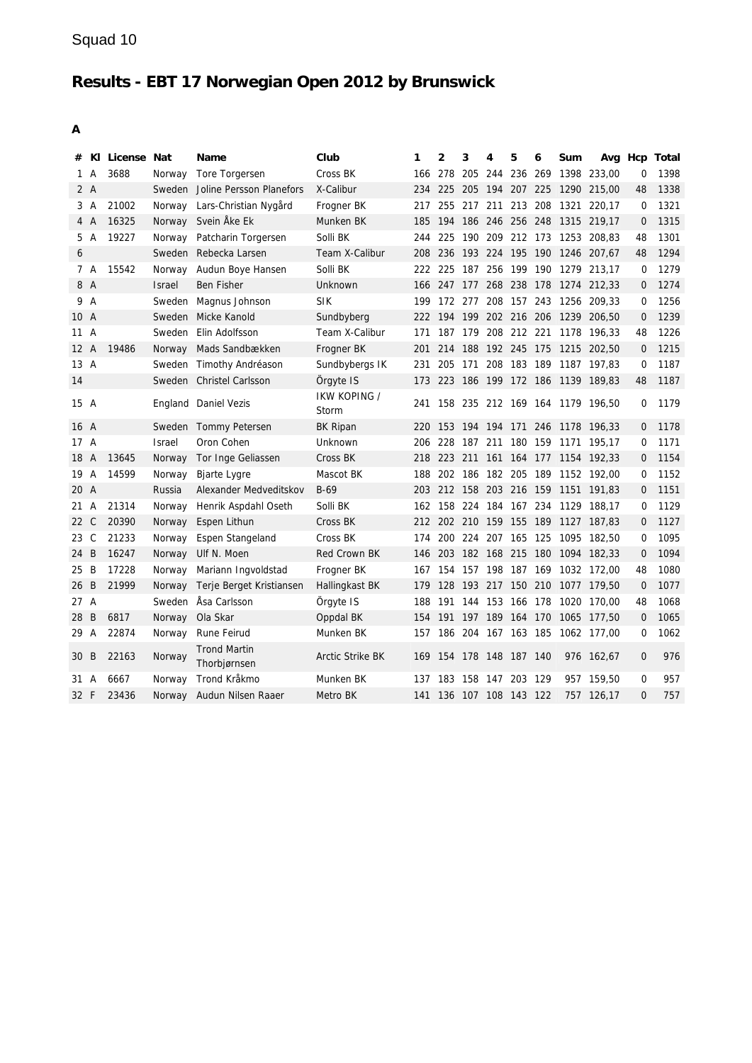Squad 10

# Results - EBT 17 Norwegian Open 2012 by Brunswick

**A**

| # | Kl | License | Nat | Name | Club | 1 | 2 | 3 | 4 | 5 | 6 | Sum | Avg | Hcp | Total |
|---|---|---|---|---|---|---|---|---|---|---|---|---|---|---|---|
| 1 | A | 3688 | Norway | Tore Torgersen | Cross BK | 166 | 278 | 205 | 244 | 236 | 269 | 1398 | 233,00 | 0 | 1398 |
| 2 | A | | Sweden | Joline Persson Planefors | X-Calibur | 234 | 225 | 205 | 194 | 207 | 225 | 1290 | 215,00 | 48 | 1338 |
| 3 | A | 21002 | Norway | Lars-Christian Nygård | Frogner BK | 217 | 255 | 217 | 211 | 213 | 208 | 1321 | 220,17 | 0 | 1321 |
| 4 | A | 16325 | Norway | Svein Åke Ek | Munken BK | 185 | 194 | 186 | 246 | 256 | 248 | 1315 | 219,17 | 0 | 1315 |
| 5 | A | 19227 | Norway | Patcharin Torgersen | Solli BK | 244 | 225 | 190 | 209 | 212 | 173 | 1253 | 208,83 | 48 | 1301 |
| 6 | | | Sweden | Rebecka Larsen | Team X-Calibur | 208 | 236 | 193 | 224 | 195 | 190 | 1246 | 207,67 | 48 | 1294 |
| 7 | A | 15542 | Norway | Audun Boye Hansen | Solli BK | 222 | 225 | 187 | 256 | 199 | 190 | 1279 | 213,17 | 0 | 1279 |
| 8 | A | | Israel | Ben Fisher | Unknown | 166 | 247 | 177 | 268 | 238 | 178 | 1274 | 212,33 | 0 | 1274 |
| 9 | A | | Sweden | Magnus Johnson | SIK | 199 | 172 | 277 | 208 | 157 | 243 | 1256 | 209,33 | 0 | 1256 |
| 10 | A | | Sweden | Micke Kanold | Sundbyberg | 222 | 194 | 199 | 202 | 216 | 206 | 1239 | 206,50 | 0 | 1239 |
| 11 | A | | Sweden | Elin Adolfsson | Team X-Calibur | 171 | 187 | 179 | 208 | 212 | 221 | 1178 | 196,33 | 48 | 1226 |
| 12 | A | 19486 | Norway | Mads Sandbækken | Frogner BK | 201 | 214 | 188 | 192 | 245 | 175 | 1215 | 202,50 | 0 | 1215 |
| 13 | A | | Sweden | Timothy Andréason | Sundbybergs IK | 231 | 205 | 171 | 208 | 183 | 189 | 1187 | 197,83 | 0 | 1187 |
| 14 | | | Sweden | Christel Carlsson | Örgyte IS | 173 | 223 | 186 | 199 | 172 | 186 | 1139 | 189,83 | 48 | 1187 |
| 15 | A | | England | Daniel Vezis | IKW KOPING / Storm | 241 | 158 | 235 | 212 | 169 | 164 | 1179 | 196,50 | 0 | 1179 |
| 16 | A | | Sweden | Tommy Petersen | BK Ripan | 220 | 153 | 194 | 194 | 171 | 246 | 1178 | 196,33 | 0 | 1178 |
| 17 | A | | Israel | Oron Cohen | Unknown | 206 | 228 | 187 | 211 | 180 | 159 | 1171 | 195,17 | 0 | 1171 |
| 18 | A | 13645 | Norway | Tor Inge Geliassen | Cross BK | 218 | 223 | 211 | 161 | 164 | 177 | 1154 | 192,33 | 0 | 1154 |
| 19 | A | 14599 | Norway | Bjarte Lygre | Mascot BK | 188 | 202 | 186 | 182 | 205 | 189 | 1152 | 192,00 | 0 | 1152 |
| 20 | A | | Russia | Alexander Medveditskov | B-69 | 203 | 212 | 158 | 203 | 216 | 159 | 1151 | 191,83 | 0 | 1151 |
| 21 | A | 21314 | Norway | Henrik Aspdahl Oseth | Solli BK | 162 | 158 | 224 | 184 | 167 | 234 | 1129 | 188,17 | 0 | 1129 |
| 22 | C | 20390 | Norway | Espen Lithun | Cross BK | 212 | 202 | 210 | 159 | 155 | 189 | 1127 | 187,83 | 0 | 1127 |
| 23 | C | 21233 | Norway | Espen Stangeland | Cross BK | 174 | 200 | 224 | 207 | 165 | 125 | 1095 | 182,50 | 0 | 1095 |
| 24 | B | 16247 | Norway | Ulf N. Moen | Red Crown BK | 146 | 203 | 182 | 168 | 215 | 180 | 1094 | 182,33 | 0 | 1094 |
| 25 | B | 17228 | Norway | Mariann Ingvoldstad | Frogner BK | 167 | 154 | 157 | 198 | 187 | 169 | 1032 | 172,00 | 48 | 1080 |
| 26 | B | 21999 | Norway | Terje Berget Kristiansen | Hallingkast BK | 179 | 128 | 193 | 217 | 150 | 210 | 1077 | 179,50 | 0 | 1077 |
| 27 | A | | Sweden | Åsa Carlsson | Örgyte IS | 188 | 191 | 144 | 153 | 166 | 178 | 1020 | 170,00 | 48 | 1068 |
| 28 | B | 6817 | Norway | Ola Skar | Oppdal BK | 154 | 191 | 197 | 189 | 164 | 170 | 1065 | 177,50 | 0 | 1065 |
| 29 | A | 22874 | Norway | Rune Feirud | Munken BK | 157 | 186 | 204 | 167 | 163 | 185 | 1062 | 177,00 | 0 | 1062 |
| 30 | B | 22163 | Norway | Trond Martin Thorbjørnsen | Arctic Strike BK | 169 | 154 | 178 | 148 | 187 | 140 | 976 | 162,67 | 0 | 976 |
| 31 | A | 6667 | Norway | Trond Kråkmo | Munken BK | 137 | 183 | 158 | 147 | 203 | 129 | 957 | 159,50 | 0 | 957 |
| 32 | F | 23436 | Norway | Audun Nilsen Raaer | Metro BK | 141 | 136 | 107 | 108 | 143 | 122 | 757 | 126,17 | 0 | 757 |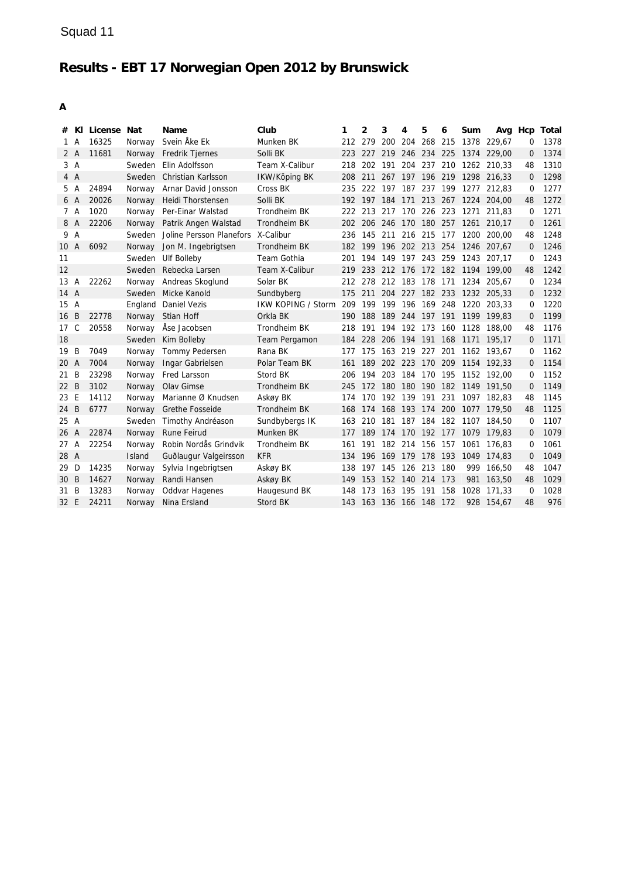Squad 11

# Results - EBT 17 Norwegian Open 2012 by Brunswick

**A**

| # | Kl | License | Nat | Name | Club | 1 | 2 | 3 | 4 | 5 | 6 | Sum | Avg | Hcp | Total |
|---|---|---|---|---|---|---|---|---|---|---|---|---|---|---|---|
| 1 | A | 16325 | Norway | Svein Åke Ek | Munken BK | 212 | 279 | 200 | 204 | 268 | 215 | 1378 | 229,67 | 0 | 1378 |
| 2 | A | 11681 | Norway | Fredrik Tjernes | Solli BK | 223 | 227 | 219 | 246 | 234 | 225 | 1374 | 229,00 | 0 | 1374 |
| 3 | A | | Sweden | Elin Adolfsson | Team X-Calibur | 218 | 202 | 191 | 204 | 237 | 210 | 1262 | 210,33 | 48 | 1310 |
| 4 | A | | Sweden | Christian Karlsson | IKW/Köping BK | 208 | 211 | 267 | 197 | 196 | 219 | 1298 | 216,33 | 0 | 1298 |
| 5 | A | 24894 | Norway | Arnar David Jonsson | Cross BK | 235 | 222 | 197 | 187 | 237 | 199 | 1277 | 212,83 | 0 | 1277 |
| 6 | A | 20026 | Norway | Heidi Thorstensen | Solli BK | 192 | 197 | 184 | 171 | 213 | 267 | 1224 | 204,00 | 48 | 1272 |
| 7 | A | 1020 | Norway | Per-Einar Walstad | Trondheim BK | 222 | 213 | 217 | 170 | 226 | 223 | 1271 | 211,83 | 0 | 1271 |
| 8 | A | 22206 | Norway | Patrik Angen Walstad | Trondheim BK | 202 | 206 | 246 | 170 | 180 | 257 | 1261 | 210,17 | 0 | 1261 |
| 9 | A | | Sweden | Joline Persson Planefors | X-Calibur | 236 | 145 | 211 | 216 | 215 | 177 | 1200 | 200,00 | 48 | 1248 |
| 10 | A | 6092 | Norway | Jon M. Ingebrigtsen | Trondheim BK | 182 | 199 | 196 | 202 | 213 | 254 | 1246 | 207,67 | 0 | 1246 |
| 11 | | | Sweden | Ulf Bolleby | Team Gothia | 201 | 194 | 149 | 197 | 243 | 259 | 1243 | 207,17 | 0 | 1243 |
| 12 | | | Sweden | Rebecka Larsen | Team X-Calibur | 219 | 233 | 212 | 176 | 172 | 182 | 1194 | 199,00 | 48 | 1242 |
| 13 | A | 22262 | Norway | Andreas Skoglund | Solør BK | 212 | 278 | 212 | 183 | 178 | 171 | 1234 | 205,67 | 0 | 1234 |
| 14 | A | | Sweden | Micke Kanold | Sundbyberg | 175 | 211 | 204 | 227 | 182 | 233 | 1232 | 205,33 | 0 | 1232 |
| 15 | A | | England | Daniel Vezis | IKW KOPING / Storm | 209 | 199 | 199 | 196 | 169 | 248 | 1220 | 203,33 | 0 | 1220 |
| 16 | B | 22778 | Norway | Stian Hoff | Orkla BK | 190 | 188 | 189 | 244 | 197 | 191 | 1199 | 199,83 | 0 | 1199 |
| 17 | C | 20558 | Norway | Åse Jacobsen | Trondheim BK | 218 | 191 | 194 | 192 | 173 | 160 | 1128 | 188,00 | 48 | 1176 |
| 18 | | | Sweden | Kim Bolleby | Team Pergamon | 184 | 228 | 206 | 194 | 191 | 168 | 1171 | 195,17 | 0 | 1171 |
| 19 | B | 7049 | Norway | Tommy Pedersen | Rana BK | 177 | 175 | 163 | 219 | 227 | 201 | 1162 | 193,67 | 0 | 1162 |
| 20 | A | 7004 | Norway | Ingar Gabrielsen | Polar Team BK | 161 | 189 | 202 | 223 | 170 | 209 | 1154 | 192,33 | 0 | 1154 |
| 21 | B | 23298 | Norway | Fred Larsson | Stord BK | 206 | 194 | 203 | 184 | 170 | 195 | 1152 | 192,00 | 0 | 1152 |
| 22 | B | 3102 | Norway | Olav Gimse | Trondheim BK | 245 | 172 | 180 | 180 | 190 | 182 | 1149 | 191,50 | 0 | 1149 |
| 23 | E | 14112 | Norway | Marianne Ø Knudsen | Askøy BK | 174 | 170 | 192 | 139 | 191 | 231 | 1097 | 182,83 | 48 | 1145 |
| 24 | B | 6777 | Norway | Grethe Fosseide | Trondheim BK | 168 | 174 | 168 | 193 | 174 | 200 | 1077 | 179,50 | 48 | 1125 |
| 25 | A | | Sweden | Timothy Andréason | Sundbybergs IK | 163 | 210 | 181 | 187 | 184 | 182 | 1107 | 184,50 | 0 | 1107 |
| 26 | A | 22874 | Norway | Rune Feirud | Munken BK | 177 | 189 | 174 | 170 | 192 | 177 | 1079 | 179,83 | 0 | 1079 |
| 27 | A | 22254 | Norway | Robin Nordås Grindvik | Trondheim BK | 161 | 191 | 182 | 214 | 156 | 157 | 1061 | 176,83 | 0 | 1061 |
| 28 | A | | Island | Guðlaugur Valgeirsson | KFR | 134 | 196 | 169 | 179 | 178 | 193 | 1049 | 174,83 | 0 | 1049 |
| 29 | D | 14235 | Norway | Sylvia Ingebrigtsen | Askøy BK | 138 | 197 | 145 | 126 | 213 | 180 | 999 | 166,50 | 48 | 1047 |
| 30 | B | 14627 | Norway | Randi Hansen | Askøy BK | 149 | 153 | 152 | 140 | 214 | 173 | 981 | 163,50 | 48 | 1029 |
| 31 | B | 13283 | Norway | Oddvar Hagenes | Haugesund BK | 148 | 173 | 163 | 195 | 191 | 158 | 1028 | 171,33 | 0 | 1028 |
| 32 | E | 24211 | Norway | Nina Ersland | Stord BK | 143 | 163 | 136 | 166 | 148 | 172 | 928 | 154,67 | 48 | 976 |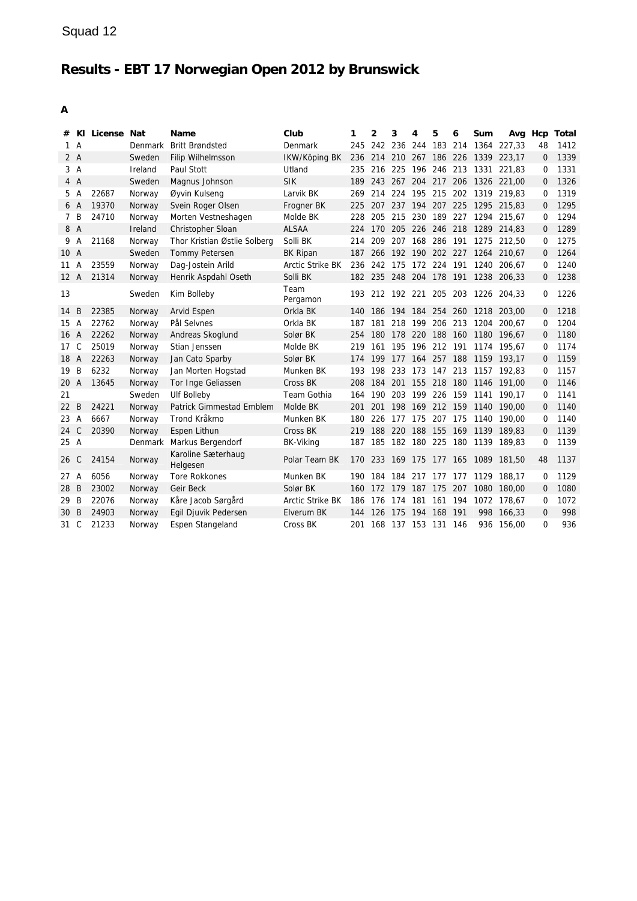Squad 12

# Results - EBT 17 Norwegian Open 2012 by Brunswick

## A

| # | Kl | License | Nat | Name | Club | 1 | 2 | 3 | 4 | 5 | 6 | Sum | Avg | Hcp | Total |
|---|---|---|---|---|---|---|---|---|---|---|---|---|---|---|---|
| 1 | A | | Denmark | Britt Brøndsted | Denmark | 245 | 242 | 236 | 244 | 183 | 214 | 1364 | 227,33 | 48 | 1412 |
| 2 | A | | Sweden | Filip Wilhelmsson | IKW/Köping BK | 236 | 214 | 210 | 267 | 186 | 226 | 1339 | 223,17 | 0 | 1339 |
| 3 | A | | Ireland | Paul Stott | Utland | 235 | 216 | 225 | 196 | 246 | 213 | 1331 | 221,83 | 0 | 1331 |
| 4 | A | | Sweden | Magnus Johnson | SIK | 189 | 243 | 267 | 204 | 217 | 206 | 1326 | 221,00 | 0 | 1326 |
| 5 | A | 22687 | Norway | Øyvin Kulseng | Larvik BK | 269 | 214 | 224 | 195 | 215 | 202 | 1319 | 219,83 | 0 | 1319 |
| 6 | A | 19370 | Norway | Svein Roger Olsen | Frogner BK | 225 | 207 | 237 | 194 | 207 | 225 | 1295 | 215,83 | 0 | 1295 |
| 7 | B | 24710 | Norway | Morten Vestneshagen | Molde BK | 228 | 205 | 215 | 230 | 189 | 227 | 1294 | 215,67 | 0 | 1294 |
| 8 | A | | Ireland | Christopher Sloan | ALSAA | 224 | 170 | 205 | 226 | 246 | 218 | 1289 | 214,83 | 0 | 1289 |
| 9 | A | 21168 | Norway | Thor Kristian Østlie Solberg | Solli BK | 214 | 209 | 207 | 168 | 286 | 191 | 1275 | 212,50 | 0 | 1275 |
| 10 | A | | Sweden | Tommy Petersen | BK Ripan | 187 | 266 | 192 | 190 | 202 | 227 | 1264 | 210,67 | 0 | 1264 |
| 11 | A | 23559 | Norway | Dag-Jostein Arild | Arctic Strike BK | 236 | 242 | 175 | 172 | 224 | 191 | 1240 | 206,67 | 0 | 1240 |
| 12 | A | 21314 | Norway | Henrik Aspdahl Oseth | Solli BK | 182 | 235 | 248 | 204 | 178 | 191 | 1238 | 206,33 | 0 | 1238 |
| 13 | | | Sweden | Kim Bolleby | Team Pergamon | 193 | 212 | 192 | 221 | 205 | 203 | 1226 | 204,33 | 0 | 1226 |
| 14 | B | 22385 | Norway | Arvid Espen | Orkla BK | 140 | 186 | 194 | 184 | 254 | 260 | 1218 | 203,00 | 0 | 1218 |
| 15 | A | 22762 | Norway | Pål Selvnes | Orkla BK | 187 | 181 | 218 | 199 | 206 | 213 | 1204 | 200,67 | 0 | 1204 |
| 16 | A | 22262 | Norway | Andreas Skoglund | Solør BK | 254 | 180 | 178 | 220 | 188 | 160 | 1180 | 196,67 | 0 | 1180 |
| 17 | C | 25019 | Norway | Stian Jenssen | Molde BK | 219 | 161 | 195 | 196 | 212 | 191 | 1174 | 195,67 | 0 | 1174 |
| 18 | A | 22263 | Norway | Jan Cato Sparby | Solør BK | 174 | 199 | 177 | 164 | 257 | 188 | 1159 | 193,17 | 0 | 1159 |
| 19 | B | 6232 | Norway | Jan Morten Hogstad | Munken BK | 193 | 198 | 233 | 173 | 147 | 213 | 1157 | 192,83 | 0 | 1157 |
| 20 | A | 13645 | Norway | Tor Inge Geliassen | Cross BK | 208 | 184 | 201 | 155 | 218 | 180 | 1146 | 191,00 | 0 | 1146 |
| 21 | | | Sweden | Ulf Bolleby | Team Gothia | 164 | 190 | 203 | 199 | 226 | 159 | 1141 | 190,17 | 0 | 1141 |
| 22 | B | 24221 | Norway | Patrick Gimmestad Emblem | Molde BK | 201 | 201 | 198 | 169 | 212 | 159 | 1140 | 190,00 | 0 | 1140 |
| 23 | A | 6667 | Norway | Trond Kråkmo | Munken BK | 180 | 226 | 177 | 175 | 207 | 175 | 1140 | 190,00 | 0 | 1140 |
| 24 | C | 20390 | Norway | Espen Lithun | Cross BK | 219 | 188 | 220 | 188 | 155 | 169 | 1139 | 189,83 | 0 | 1139 |
| 25 | A | | Denmark | Markus Bergendorf | BK-Viking | 187 | 185 | 182 | 180 | 225 | 180 | 1139 | 189,83 | 0 | 1139 |
| 26 | C | 24154 | Norway | Karoline Sæterhaug Helgesen | Polar Team BK | 170 | 233 | 169 | 175 | 177 | 165 | 1089 | 181,50 | 48 | 1137 |
| 27 | A | 6056 | Norway | Tore Rokkones | Munken BK | 190 | 184 | 184 | 217 | 177 | 177 | 1129 | 188,17 | 0 | 1129 |
| 28 | B | 23002 | Norway | Geir Beck | Solør BK | 160 | 172 | 179 | 187 | 175 | 207 | 1080 | 180,00 | 0 | 1080 |
| 29 | B | 22076 | Norway | Kåre Jacob Sørgård | Arctic Strike BK | 186 | 176 | 174 | 181 | 161 | 194 | 1072 | 178,67 | 0 | 1072 |
| 30 | B | 24903 | Norway | Egil Djuvik Pedersen | Elverum BK | 144 | 126 | 175 | 194 | 168 | 191 | 998 | 166,33 | 0 | 998 |
| 31 | C | 21233 | Norway | Espen Stangeland | Cross BK | 201 | 168 | 137 | 153 | 131 | 146 | 936 | 156,00 | 0 | 936 |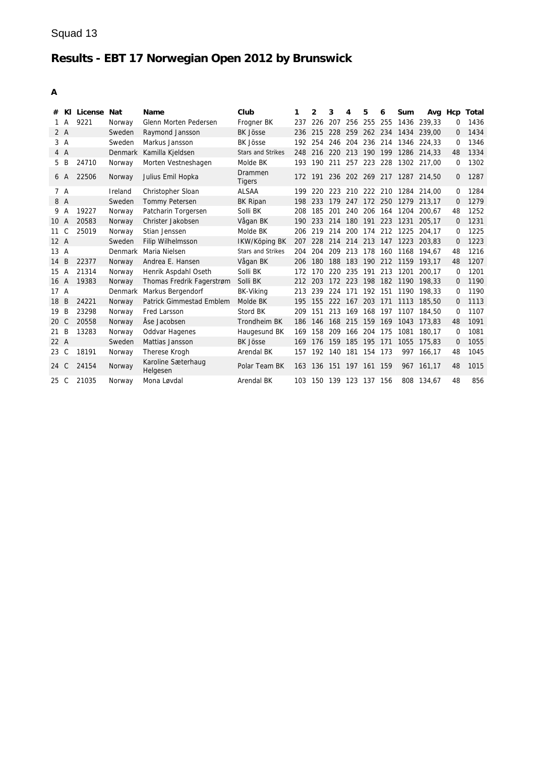Squad 13

# Results - EBT 17 Norwegian Open 2012 by Brunswick

**A**

| # | Kl | License | Nat | Name | Club | 1 | 2 | 3 | 4 | 5 | 6 | Sum | Avg | Hcp | Total |
|---|---|---|---|---|---|---|---|---|---|---|---|---|---|---|---|
| 1 | A | 9221 | Norway | Glenn Morten Pedersen | Frogner BK | 237 | 226 | 207 | 256 | 255 | 255 | 1436 | 239,33 | 0 | 1436 |
| 2 | A | | Sweden | Raymond Jansson | BK Jösse | 236 | 215 | 228 | 259 | 262 | 234 | 1434 | 239,00 | 0 | 1434 |
| 3 | A | | Sweden | Markus Jansson | BK Jösse | 192 | 254 | 246 | 204 | 236 | 214 | 1346 | 224,33 | 0 | 1346 |
| 4 | A | | Denmark | Kamilla Kjeldsen | Stars and Strikes | 248 | 216 | 220 | 213 | 190 | 199 | 1286 | 214,33 | 48 | 1334 |
| 5 | B | 24710 | Norway | Morten Vestneshagen | Molde BK | 193 | 190 | 211 | 257 | 223 | 228 | 1302 | 217,00 | 0 | 1302 |
| 6 | A | 22506 | Norway | Julius Emil Hopka | Drammen Tigers | 172 | 191 | 236 | 202 | 269 | 217 | 1287 | 214,50 | 0 | 1287 |
| 7 | A | | Ireland | Christopher Sloan | ALSAA | 199 | 220 | 223 | 210 | 222 | 210 | 1284 | 214,00 | 0 | 1284 |
| 8 | A | | Sweden | Tommy Petersen | BK Ripan | 198 | 233 | 179 | 247 | 172 | 250 | 1279 | 213,17 | 0 | 1279 |
| 9 | A | 19227 | Norway | Patcharin Torgersen | Solli BK | 208 | 185 | 201 | 240 | 206 | 164 | 1204 | 200,67 | 48 | 1252 |
| 10 | A | 20583 | Norway | Christer Jakobsen | Vågan BK | 190 | 233 | 214 | 180 | 191 | 223 | 1231 | 205,17 | 0 | 1231 |
| 11 | C | 25019 | Norway | Stian Jenssen | Molde BK | 206 | 219 | 214 | 200 | 174 | 212 | 1225 | 204,17 | 0 | 1225 |
| 12 | A | | Sweden | Filip Wilhelmsson | IKW/Köping BK | 207 | 228 | 214 | 214 | 213 | 147 | 1223 | 203,83 | 0 | 1223 |
| 13 | A | | Denmark | Maria Nielsen | Stars and Strikes | 204 | 204 | 209 | 213 | 178 | 160 | 1168 | 194,67 | 48 | 1216 |
| 14 | B | 22377 | Norway | Andrea E. Hansen | Vågan BK | 206 | 180 | 188 | 183 | 190 | 212 | 1159 | 193,17 | 48 | 1207 |
| 15 | A | 21314 | Norway | Henrik Aspdahl Oseth | Solli BK | 172 | 170 | 220 | 235 | 191 | 213 | 1201 | 200,17 | 0 | 1201 |
| 16 | A | 19383 | Norway | Thomas Fredrik Fagerstrøm | Solli BK | 212 | 203 | 172 | 223 | 198 | 182 | 1190 | 198,33 | 0 | 1190 |
| 17 | A | | Denmark | Markus Bergendorf | BK-Viking | 213 | 239 | 224 | 171 | 192 | 151 | 1190 | 198,33 | 0 | 1190 |
| 18 | B | 24221 | Norway | Patrick Gimmestad Emblem | Molde BK | 195 | 155 | 222 | 167 | 203 | 171 | 1113 | 185,50 | 0 | 1113 |
| 19 | B | 23298 | Norway | Fred Larsson | Stord BK | 209 | 151 | 213 | 169 | 168 | 197 | 1107 | 184,50 | 0 | 1107 |
| 20 | C | 20558 | Norway | Åse Jacobsen | Trondheim BK | 186 | 146 | 168 | 215 | 159 | 169 | 1043 | 173,83 | 48 | 1091 |
| 21 | B | 13283 | Norway | Oddvar Hagenes | Haugesund BK | 169 | 158 | 209 | 166 | 204 | 175 | 1081 | 180,17 | 0 | 1081 |
| 22 | A | | Sweden | Mattias Jansson | BK Jösse | 169 | 176 | 159 | 185 | 195 | 171 | 1055 | 175,83 | 0 | 1055 |
| 23 | C | 18191 | Norway | Therese Krogh | Arendal BK | 157 | 192 | 140 | 181 | 154 | 173 | 997 | 166,17 | 48 | 1045 |
| 24 | C | 24154 | Norway | Karoline Sæterhaug Helgesen | Polar Team BK | 163 | 136 | 151 | 197 | 161 | 159 | 967 | 161,17 | 48 | 1015 |
| 25 | C | 21035 | Norway | Mona Løvdal | Arendal BK | 103 | 150 | 139 | 123 | 137 | 156 | 808 | 134,67 | 48 | 856 |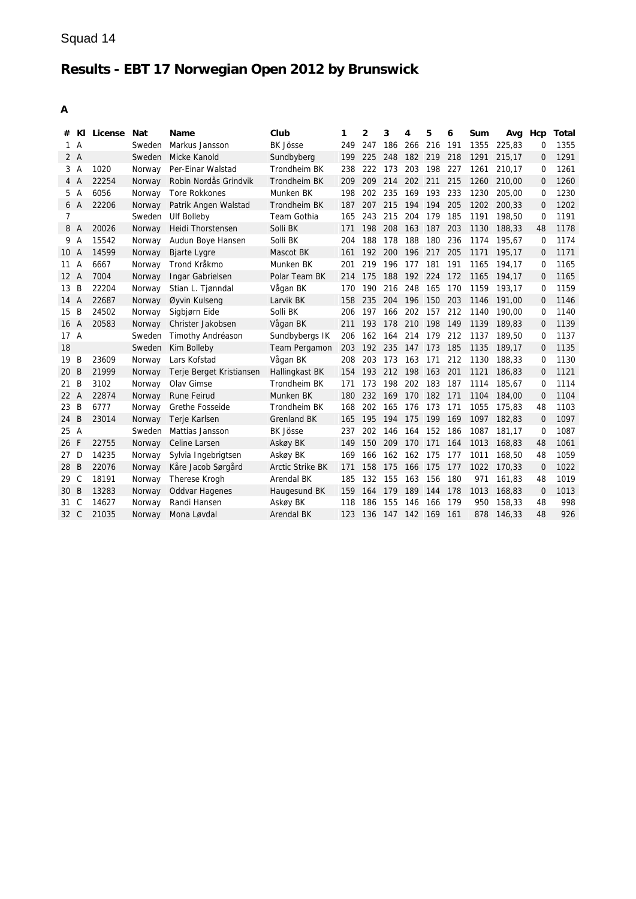Squad 14

# Results - EBT 17 Norwegian Open 2012 by Brunswick

**A**

| # | Kl | License | Nat | Name | Club | 1 | 2 | 3 | 4 | 5 | 6 | Sum | Avg | Hcp | Total |
|---|---|---|---|---|---|---|---|---|---|---|---|---|---|---|---|
| 1 | A | | Sweden | Markus Jansson | BK Jösse | 249 | 247 | 186 | 266 | 216 | 191 | 1355 | 225,83 | 0 | 1355 |
| 2 | A | | Sweden | Micke Kanold | Sundbyberg | 199 | 225 | 248 | 182 | 219 | 218 | 1291 | 215,17 | 0 | 1291 |
| 3 | A | 1020 | Norway | Per-Einar Walstad | Trondheim BK | 238 | 222 | 173 | 203 | 198 | 227 | 1261 | 210,17 | 0 | 1261 |
| 4 | A | 22254 | Norway | Robin Nordås Grindvik | Trondheim BK | 209 | 209 | 214 | 202 | 211 | 215 | 1260 | 210,00 | 0 | 1260 |
| 5 | A | 6056 | Norway | Tore Rokkones | Munken BK | 198 | 202 | 235 | 169 | 193 | 233 | 1230 | 205,00 | 0 | 1230 |
| 6 | A | 22206 | Norway | Patrik Angen Walstad | Trondheim BK | 187 | 207 | 215 | 194 | 194 | 205 | 1202 | 200,33 | 0 | 1202 |
| 7 | | | Sweden | Ulf Bolleby | Team Gothia | 165 | 243 | 215 | 204 | 179 | 185 | 1191 | 198,50 | 0 | 1191 |
| 8 | A | 20026 | Norway | Heidi Thorstensen | Solli BK | 171 | 198 | 208 | 163 | 187 | 203 | 1130 | 188,33 | 48 | 1178 |
| 9 | A | 15542 | Norway | Audun Boye Hansen | Solli BK | 204 | 188 | 178 | 188 | 180 | 236 | 1174 | 195,67 | 0 | 1174 |
| 10 | A | 14599 | Norway | Bjarte Lygre | Mascot BK | 161 | 192 | 200 | 196 | 217 | 205 | 1171 | 195,17 | 0 | 1171 |
| 11 | A | 6667 | Norway | Trond Kråkmo | Munken BK | 201 | 219 | 196 | 177 | 181 | 191 | 1165 | 194,17 | 0 | 1165 |
| 12 | A | 7004 | Norway | Ingar Gabrielsen | Polar Team BK | 214 | 175 | 188 | 192 | 224 | 172 | 1165 | 194,17 | 0 | 1165 |
| 13 | B | 22204 | Norway | Stian L. Tjønndal | Vågan BK | 170 | 190 | 216 | 248 | 165 | 170 | 1159 | 193,17 | 0 | 1159 |
| 14 | A | 22687 | Norway | Øyvin Kulseng | Larvik BK | 158 | 235 | 204 | 196 | 150 | 203 | 1146 | 191,00 | 0 | 1146 |
| 15 | B | 24502 | Norway | Sigbjørn Eide | Solli BK | 206 | 197 | 166 | 202 | 157 | 212 | 1140 | 190,00 | 0 | 1140 |
| 16 | A | 20583 | Norway | Christer Jakobsen | Vågan BK | 211 | 193 | 178 | 210 | 198 | 149 | 1139 | 189,83 | 0 | 1139 |
| 17 | A | | Sweden | Timothy Andréason | Sundbybergs IK | 206 | 162 | 164 | 214 | 179 | 212 | 1137 | 189,50 | 0 | 1137 |
| 18 | | | Sweden | Kim Bolleby | Team Pergamon | 203 | 192 | 235 | 147 | 173 | 185 | 1135 | 189,17 | 0 | 1135 |
| 19 | B | 23609 | Norway | Lars Kofstad | Vågan BK | 208 | 203 | 173 | 163 | 171 | 212 | 1130 | 188,33 | 0 | 1130 |
| 20 | B | 21999 | Norway | Terje Berget Kristiansen | Hallingkast BK | 154 | 193 | 212 | 198 | 163 | 201 | 1121 | 186,83 | 0 | 1121 |
| 21 | B | 3102 | Norway | Olav Gimse | Trondheim BK | 171 | 173 | 198 | 202 | 183 | 187 | 1114 | 185,67 | 0 | 1114 |
| 22 | A | 22874 | Norway | Rune Feirud | Munken BK | 180 | 232 | 169 | 170 | 182 | 171 | 1104 | 184,00 | 0 | 1104 |
| 23 | B | 6777 | Norway | Grethe Fosseide | Trondheim BK | 168 | 202 | 165 | 176 | 173 | 171 | 1055 | 175,83 | 48 | 1103 |
| 24 | B | 23014 | Norway | Terje Karlsen | Grenland BK | 165 | 195 | 194 | 175 | 199 | 169 | 1097 | 182,83 | 0 | 1097 |
| 25 | A | | Sweden | Mattias Jansson | BK Jösse | 237 | 202 | 146 | 164 | 152 | 186 | 1087 | 181,17 | 0 | 1087 |
| 26 | F | 22755 | Norway | Celine Larsen | Askøy BK | 149 | 150 | 209 | 170 | 171 | 164 | 1013 | 168,83 | 48 | 1061 |
| 27 | D | 14235 | Norway | Sylvia Ingebrigtsen | Askøy BK | 169 | 166 | 162 | 162 | 175 | 177 | 1011 | 168,50 | 48 | 1059 |
| 28 | B | 22076 | Norway | Kåre Jacob Sørgård | Arctic Strike BK | 171 | 158 | 175 | 166 | 175 | 177 | 1022 | 170,33 | 0 | 1022 |
| 29 | C | 18191 | Norway | Therese Krogh | Arendal BK | 185 | 132 | 155 | 163 | 156 | 180 | 971 | 161,83 | 48 | 1019 |
| 30 | B | 13283 | Norway | Oddvar Hagenes | Haugesund BK | 159 | 164 | 179 | 189 | 144 | 178 | 1013 | 168,83 | 0 | 1013 |
| 31 | C | 14627 | Norway | Randi Hansen | Askøy BK | 118 | 186 | 155 | 146 | 166 | 179 | 950 | 158,33 | 48 | 998 |
| 32 | C | 21035 | Norway | Mona Løvdal | Arendal BK | 123 | 136 | 147 | 142 | 169 | 161 | 878 | 146,33 | 48 | 926 |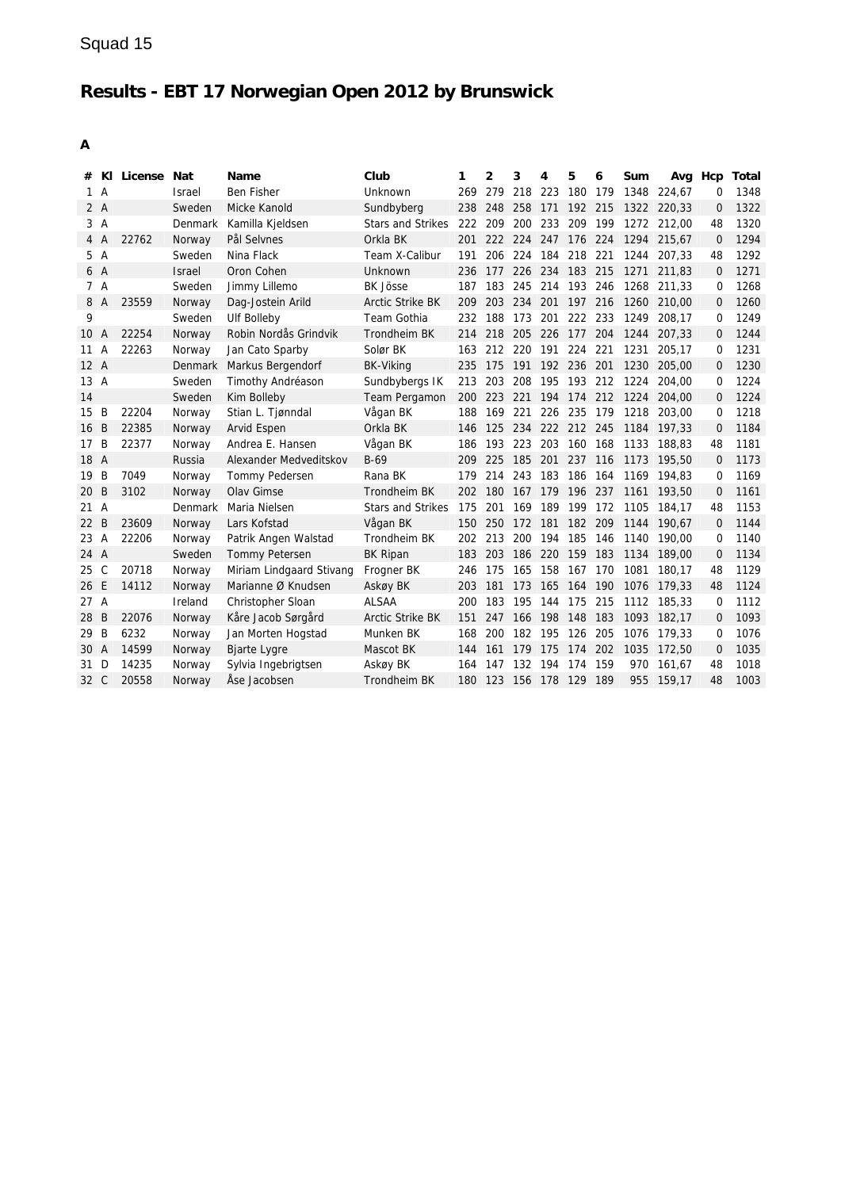Squad 15

# Results - EBT 17 Norwegian Open 2012 by Brunswick

## A

| # | Kl | License | Nat | Name | Club | 1 | 2 | 3 | 4 | 5 | 6 | Sum | Avg | Hcp | Total |
|---|---|---|---|---|---|---|---|---|---|---|---|---|---|---|---|
| 1 | A | | Israel | Ben Fisher | Unknown | 269 | 279 | 218 | 223 | 180 | 179 | 1348 | 224,67 | 0 | 1348 |
| 2 | A | | Sweden | Micke Kanold | Sundbyberg | 238 | 248 | 258 | 171 | 192 | 215 | 1322 | 220,33 | 0 | 1322 |
| 3 | A | | Denmark | Kamilla Kjeldsen | Stars and Strikes | 222 | 209 | 200 | 233 | 209 | 199 | 1272 | 212,00 | 48 | 1320 |
| 4 | A | 22762 | Norway | Pål Selvnes | Orkla BK | 201 | 222 | 224 | 247 | 176 | 224 | 1294 | 215,67 | 0 | 1294 |
| 5 | A | | Sweden | Nina Flack | Team X-Calibur | 191 | 206 | 224 | 184 | 218 | 221 | 1244 | 207,33 | 48 | 1292 |
| 6 | A | | Israel | Oron Cohen | Unknown | 236 | 177 | 226 | 234 | 183 | 215 | 1271 | 211,83 | 0 | 1271 |
| 7 | A | | Sweden | Jimmy Lillemo | BK Jösse | 187 | 183 | 245 | 214 | 193 | 246 | 1268 | 211,33 | 0 | 1268 |
| 8 | A | 23559 | Norway | Dag-Jostein Arild | Arctic Strike BK | 209 | 203 | 234 | 201 | 197 | 216 | 1260 | 210,00 | 0 | 1260 |
| 9 | | | Sweden | Ulf Bolleby | Team Gothia | 232 | 188 | 173 | 201 | 222 | 233 | 1249 | 208,17 | 0 | 1249 |
| 10 | A | 22254 | Norway | Robin Nordås Grindvik | Trondheim BK | 214 | 218 | 205 | 226 | 177 | 204 | 1244 | 207,33 | 0 | 1244 |
| 11 | A | 22263 | Norway | Jan Cato Sparby | Solør BK | 163 | 212 | 220 | 191 | 224 | 221 | 1231 | 205,17 | 0 | 1231 |
| 12 | A | | Denmark | Markus Bergendorf | BK-Viking | 235 | 175 | 191 | 192 | 236 | 201 | 1230 | 205,00 | 0 | 1230 |
| 13 | A | | Sweden | Timothy Andréason | Sundbybergs IK | 213 | 203 | 208 | 195 | 193 | 212 | 1224 | 204,00 | 0 | 1224 |
| 14 | | | Sweden | Kim Bolleby | Team Pergamon | 200 | 223 | 221 | 194 | 174 | 212 | 1224 | 204,00 | 0 | 1224 |
| 15 | B | 22204 | Norway | Stian L. Tjønndal | Vågan BK | 188 | 169 | 221 | 226 | 235 | 179 | 1218 | 203,00 | 0 | 1218 |
| 16 | B | 22385 | Norway | Arvid Espen | Orkla BK | 146 | 125 | 234 | 222 | 212 | 245 | 1184 | 197,33 | 0 | 1184 |
| 17 | B | 22377 | Norway | Andrea E. Hansen | Vågan BK | 186 | 193 | 223 | 203 | 160 | 168 | 1133 | 188,83 | 48 | 1181 |
| 18 | A | | Russia | Alexander Medveditskov | B-69 | 209 | 225 | 185 | 201 | 237 | 116 | 1173 | 195,50 | 0 | 1173 |
| 19 | B | 7049 | Norway | Tommy Pedersen | Rana BK | 179 | 214 | 243 | 183 | 186 | 164 | 1169 | 194,83 | 0 | 1169 |
| 20 | B | 3102 | Norway | Olav Gimse | Trondheim BK | 202 | 180 | 167 | 179 | 196 | 237 | 1161 | 193,50 | 0 | 1161 |
| 21 | A | | Denmark | Maria Nielsen | Stars and Strikes | 175 | 201 | 169 | 189 | 199 | 172 | 1105 | 184,17 | 48 | 1153 |
| 22 | B | 23609 | Norway | Lars Kofstad | Vågan BK | 150 | 250 | 172 | 181 | 182 | 209 | 1144 | 190,67 | 0 | 1144 |
| 23 | A | 22206 | Norway | Patrik Angen Walstad | Trondheim BK | 202 | 213 | 200 | 194 | 185 | 146 | 1140 | 190,00 | 0 | 1140 |
| 24 | A | | Sweden | Tommy Petersen | BK Ripan | 183 | 203 | 186 | 220 | 159 | 183 | 1134 | 189,00 | 0 | 1134 |
| 25 | C | 20718 | Norway | Miriam Lindgaard Stivang | Frogner BK | 246 | 175 | 165 | 158 | 167 | 170 | 1081 | 180,17 | 48 | 1129 |
| 26 | E | 14112 | Norway | Marianne Ø Knudsen | Askøy BK | 203 | 181 | 173 | 165 | 164 | 190 | 1076 | 179,33 | 48 | 1124 |
| 27 | A | | Ireland | Christopher Sloan | ALSAA | 200 | 183 | 195 | 144 | 175 | 215 | 1112 | 185,33 | 0 | 1112 |
| 28 | B | 22076 | Norway | Kåre Jacob Sørgård | Arctic Strike BK | 151 | 247 | 166 | 198 | 148 | 183 | 1093 | 182,17 | 0 | 1093 |
| 29 | B | 6232 | Norway | Jan Morten Hogstad | Munken BK | 168 | 200 | 182 | 195 | 126 | 205 | 1076 | 179,33 | 0 | 1076 |
| 30 | A | 14599 | Norway | Bjarte Lygre | Mascot BK | 144 | 161 | 179 | 175 | 174 | 202 | 1035 | 172,50 | 0 | 1035 |
| 31 | D | 14235 | Norway | Sylvia Ingebrigtsen | Askøy BK | 164 | 147 | 132 | 194 | 174 | 159 | 970 | 161,67 | 48 | 1018 |
| 32 | C | 20558 | Norway | Åse Jacobsen | Trondheim BK | 180 | 123 | 156 | 178 | 129 | 189 | 955 | 159,17 | 48 | 1003 |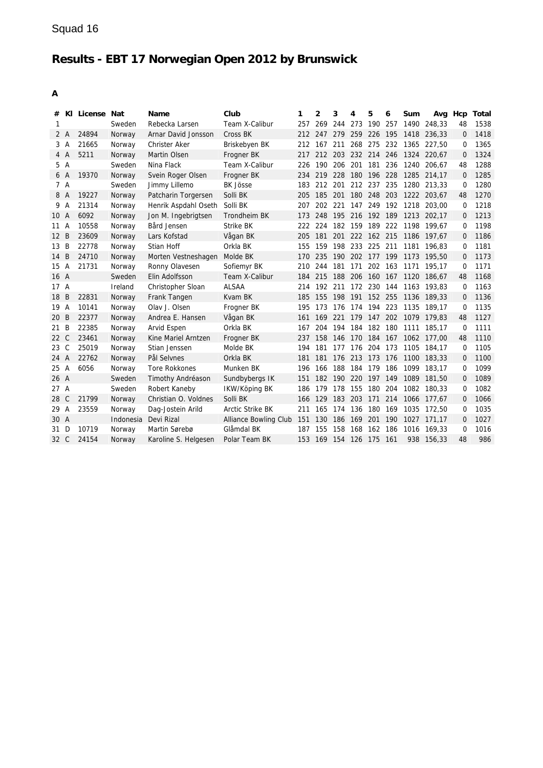Squad 16

# Results - EBT 17 Norwegian Open 2012 by Brunswick

**A**

| # | Kl | License | Nat | Name | Club | 1 | 2 | 3 | 4 | 5 | 6 | Sum | Avg | Hcp | Total |
|---|---|---|---|---|---|---|---|---|---|---|---|---|---|---|---|
| 1 | | | Sweden | Rebecka Larsen | Team X-Calibur | 257 | 269 | 244 | 273 | 190 | 257 | 1490 | 248,33 | 48 | 1538 |
| 2 | A | 24894 | Norway | Arnar David Jonsson | Cross BK | 212 | 247 | 279 | 259 | 226 | 195 | 1418 | 236,33 | 0 | 1418 |
| 3 | A | 21665 | Norway | Christer Aker | Briskebyen BK | 212 | 167 | 211 | 268 | 275 | 232 | 1365 | 227,50 | 0 | 1365 |
| 4 | A | 5211 | Norway | Martin Olsen | Frogner BK | 217 | 212 | 203 | 232 | 214 | 246 | 1324 | 220,67 | 0 | 1324 |
| 5 | A | | Sweden | Nina Flack | Team X-Calibur | 226 | 190 | 206 | 201 | 181 | 236 | 1240 | 206,67 | 48 | 1288 |
| 6 | A | 19370 | Norway | Svein Roger Olsen | Frogner BK | 234 | 219 | 228 | 180 | 196 | 228 | 1285 | 214,17 | 0 | 1285 |
| 7 | A | | Sweden | Jimmy Lillemo | BK Jösse | 183 | 212 | 201 | 212 | 237 | 235 | 1280 | 213,33 | 0 | 1280 |
| 8 | A | 19227 | Norway | Patcharin Torgersen | Solli BK | 205 | 185 | 201 | 180 | 248 | 203 | 1222 | 203,67 | 48 | 1270 |
| 9 | A | 21314 | Norway | Henrik Aspdahl Oseth | Solli BK | 207 | 202 | 221 | 147 | 249 | 192 | 1218 | 203,00 | 0 | 1218 |
| 10 | A | 6092 | Norway | Jon M. Ingebrigtsen | Trondheim BK | 173 | 248 | 195 | 216 | 192 | 189 | 1213 | 202,17 | 0 | 1213 |
| 11 | A | 10558 | Norway | Bård Jensen | Strike BK | 222 | 224 | 182 | 159 | 189 | 222 | 1198 | 199,67 | 0 | 1198 |
| 12 | B | 23609 | Norway | Lars Kofstad | Vågan BK | 205 | 181 | 201 | 222 | 162 | 215 | 1186 | 197,67 | 0 | 1186 |
| 13 | B | 22778 | Norway | Stian Hoff | Orkla BK | 155 | 159 | 198 | 233 | 225 | 211 | 1181 | 196,83 | 0 | 1181 |
| 14 | B | 24710 | Norway | Morten Vestneshagen | Molde BK | 170 | 235 | 190 | 202 | 177 | 199 | 1173 | 195,50 | 0 | 1173 |
| 15 | A | 21731 | Norway | Ronny Olavesen | Sofiemyr BK | 210 | 244 | 181 | 171 | 202 | 163 | 1171 | 195,17 | 0 | 1171 |
| 16 | A | | Sweden | Elin Adolfsson | Team X-Calibur | 184 | 215 | 188 | 206 | 160 | 167 | 1120 | 186,67 | 48 | 1168 |
| 17 | A | | Ireland | Christopher Sloan | ALSAA | 214 | 192 | 211 | 172 | 230 | 144 | 1163 | 193,83 | 0 | 1163 |
| 18 | B | 22831 | Norway | Frank Tangen | Kvam BK | 185 | 155 | 198 | 191 | 152 | 255 | 1136 | 189,33 | 0 | 1136 |
| 19 | A | 10141 | Norway | Olav J. Olsen | Frogner BK | 195 | 173 | 176 | 174 | 194 | 223 | 1135 | 189,17 | 0 | 1135 |
| 20 | B | 22377 | Norway | Andrea E. Hansen | Vågan BK | 161 | 169 | 221 | 179 | 147 | 202 | 1079 | 179,83 | 48 | 1127 |
| 21 | B | 22385 | Norway | Arvid Espen | Orkla BK | 167 | 204 | 194 | 184 | 182 | 180 | 1111 | 185,17 | 0 | 1111 |
| 22 | C | 23461 | Norway | Kine Mariel Arntzen | Frogner BK | 237 | 158 | 146 | 170 | 184 | 167 | 1062 | 177,00 | 48 | 1110 |
| 23 | C | 25019 | Norway | Stian Jenssen | Molde BK | 194 | 181 | 177 | 176 | 204 | 173 | 1105 | 184,17 | 0 | 1105 |
| 24 | A | 22762 | Norway | Pål Selvnes | Orkla BK | 181 | 181 | 176 | 213 | 173 | 176 | 1100 | 183,33 | 0 | 1100 |
| 25 | A | 6056 | Norway | Tore Rokkones | Munken BK | 196 | 166 | 188 | 184 | 179 | 186 | 1099 | 183,17 | 0 | 1099 |
| 26 | A | | Sweden | Timothy Andréason | Sundbybergs IK | 151 | 182 | 190 | 220 | 197 | 149 | 1089 | 181,50 | 0 | 1089 |
| 27 | A | | Sweden | Robert Kaneby | IKW/Köping BK | 186 | 179 | 178 | 155 | 180 | 204 | 1082 | 180,33 | 0 | 1082 |
| 28 | C | 21799 | Norway | Christian O. Voldnes | Solli BK | 166 | 129 | 183 | 203 | 171 | 214 | 1066 | 177,67 | 0 | 1066 |
| 29 | A | 23559 | Norway | Dag-Jostein Arild | Arctic Strike BK | 211 | 165 | 174 | 136 | 180 | 169 | 1035 | 172,50 | 0 | 1035 |
| 30 | A | | Indonesia | Devi Rizal | Alliance Bowling Club | 151 | 130 | 186 | 169 | 201 | 190 | 1027 | 171,17 | 0 | 1027 |
| 31 | D | 10719 | Norway | Martin Sørebø | Glåmdal BK | 187 | 155 | 158 | 168 | 162 | 186 | 1016 | 169,33 | 0 | 1016 |
| 32 | C | 24154 | Norway | Karoline S. Helgesen | Polar Team BK | 153 | 169 | 154 | 126 | 175 | 161 | 938 | 156,33 | 48 | 986 |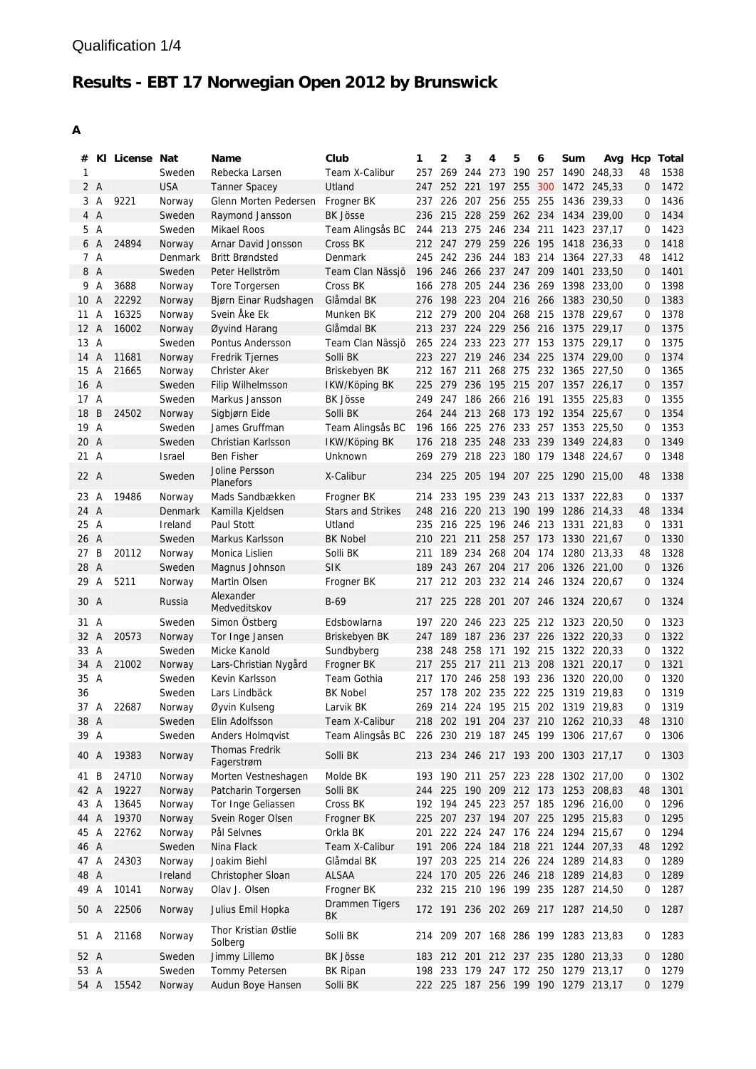Qualification 1/4

# Results - EBT 17 Norwegian Open 2012 by Brunswick

**A**

| # | Kl | License | Nat | Name | Club | 1 | 2 | 3 | 4 | 5 | 6 | Sum | Avg | Hcp | Total |
|---|---|---|---|---|---|---|---|---|---|---|---|---|---|---|---|
| 1 | | | Sweden | Rebecka Larsen | Team X-Calibur | 257 | 269 | 244 | 273 | 190 | 257 | 1490 | 248,33 | 48 | 1538 |
| 2 | A | | USA | Tanner Spacey | Utland | 247 | 252 | 221 | 197 | 255 | 300 | 1472 | 245,33 | 0 | 1472 |
| 3 | A | 9221 | Norway | Glenn Morten Pedersen | Frogner BK | 237 | 226 | 207 | 256 | 255 | 255 | 1436 | 239,33 | 0 | 1436 |
| 4 | A | | Sweden | Raymond Jansson | BK Jösse | 236 | 215 | 228 | 259 | 262 | 234 | 1434 | 239,00 | 0 | 1434 |
| 5 | A | | Sweden | Mikael Roos | Team Alingsås BC | 244 | 213 | 275 | 246 | 234 | 211 | 1423 | 237,17 | 0 | 1423 |
| 6 | A | 24894 | Norway | Arnar David Jonsson | Cross BK | 212 | 247 | 279 | 259 | 226 | 195 | 1418 | 236,33 | 0 | 1418 |
| 7 | A | | Denmark | Britt Brøndsted | Denmark | 245 | 242 | 236 | 244 | 183 | 214 | 1364 | 227,33 | 48 | 1412 |
| 8 | A | | Sweden | Peter Hellström | Team Clan Nässjö | 196 | 246 | 266 | 237 | 247 | 209 | 1401 | 233,50 | 0 | 1401 |
| 9 | A | 3688 | Norway | Tore Torgersen | Cross BK | 166 | 278 | 205 | 244 | 236 | 269 | 1398 | 233,00 | 0 | 1398 |
| 10 | A | 22292 | Norway | Bjørn Einar Rudshagen | Glåmdal BK | 276 | 198 | 223 | 204 | 216 | 266 | 1383 | 230,50 | 0 | 1383 |
| 11 | A | 16325 | Norway | Svein Åke Ek | Munken BK | 212 | 279 | 200 | 204 | 268 | 215 | 1378 | 229,67 | 0 | 1378 |
| 12 | A | 16002 | Norway | Øyvind Harang | Glåmdal BK | 213 | 237 | 224 | 229 | 256 | 216 | 1375 | 229,17 | 0 | 1375 |
| 13 | A | | Sweden | Pontus Andersson | Team Clan Nässjö | 265 | 224 | 233 | 223 | 277 | 153 | 1375 | 229,17 | 0 | 1375 |
| 14 | A | 11681 | Norway | Fredrik Tjernes | Solli BK | 223 | 227 | 219 | 246 | 234 | 225 | 1374 | 229,00 | 0 | 1374 |
| 15 | A | 21665 | Norway | Christer Aker | Briskebyen BK | 212 | 167 | 211 | 268 | 275 | 232 | 1365 | 227,50 | 0 | 1365 |
| 16 | A | | Sweden | Filip Wilhelmsson | IKW/Köping BK | 225 | 279 | 236 | 195 | 215 | 207 | 1357 | 226,17 | 0 | 1357 |
| 17 | A | | Sweden | Markus Jansson | BK Jösse | 249 | 247 | 186 | 266 | 216 | 191 | 1355 | 225,83 | 0 | 1355 |
| 18 | B | 24502 | Norway | Sigbjørn Eide | Solli BK | 264 | 244 | 213 | 268 | 173 | 192 | 1354 | 225,67 | 0 | 1354 |
| 19 | A | | Sweden | James Gruffman | Team Alingsås BC | 196 | 166 | 225 | 276 | 233 | 257 | 1353 | 225,50 | 0 | 1353 |
| 20 | A | | Sweden | Christian Karlsson | IKW/Köping BK | 176 | 218 | 235 | 248 | 233 | 239 | 1349 | 224,83 | 0 | 1349 |
| 21 | A | | Israel | Ben Fisher | Unknown | 269 | 279 | 218 | 223 | 180 | 179 | 1348 | 224,67 | 0 | 1348 |
| 22 | A | | Sweden | Joline Persson Planefors | X-Calibur | 234 | 225 | 205 | 194 | 207 | 225 | 1290 | 215,00 | 48 | 1338 |
| 23 | A | 19486 | Norway | Mads Sandbækken | Frogner BK | 214 | 233 | 195 | 239 | 243 | 213 | 1337 | 222,83 | 0 | 1337 |
| 24 | A | | Denmark | Kamilla Kjeldsen | Stars and Strikes | 248 | 216 | 220 | 213 | 190 | 199 | 1286 | 214,33 | 48 | 1334 |
| 25 | A | | Ireland | Paul Stott | Utland | 235 | 216 | 225 | 196 | 246 | 213 | 1331 | 221,83 | 0 | 1331 |
| 26 | A | | Sweden | Markus Karlsson | BK Nobel | 210 | 221 | 211 | 258 | 257 | 173 | 1330 | 221,67 | 0 | 1330 |
| 27 | B | 20112 | Norway | Monica Lislien | Solli BK | 211 | 189 | 234 | 268 | 204 | 174 | 1280 | 213,33 | 48 | 1328 |
| 28 | A | | Sweden | Magnus Johnson | SIK | 189 | 243 | 267 | 204 | 217 | 206 | 1326 | 221,00 | 0 | 1326 |
| 29 | A | 5211 | Norway | Martin Olsen | Frogner BK | 217 | 212 | 203 | 232 | 214 | 246 | 1324 | 220,67 | 0 | 1324 |
| 30 | A | | Russia | Alexander Medveditskov | B-69 | 217 | 225 | 228 | 201 | 207 | 246 | 1324 | 220,67 | 0 | 1324 |
| 31 | A | | Sweden | Simon Östberg | Edsbowlarna | 197 | 220 | 246 | 223 | 225 | 212 | 1323 | 220,50 | 0 | 1323 |
| 32 | A | 20573 | Norway | Tor Inge Jansen | Briskebyen BK | 247 | 189 | 187 | 236 | 237 | 226 | 1322 | 220,33 | 0 | 1322 |
| 33 | A | | Sweden | Micke Kanold | Sundbyberg | 238 | 248 | 258 | 171 | 192 | 215 | 1322 | 220,33 | 0 | 1322 |
| 34 | A | 21002 | Norway | Lars-Christian Nygård | Frogner BK | 217 | 255 | 217 | 211 | 213 | 208 | 1321 | 220,17 | 0 | 1321 |
| 35 | A | | Sweden | Kevin Karlsson | Team Gothia | 217 | 170 | 246 | 258 | 193 | 236 | 1320 | 220,00 | 0 | 1320 |
| 36 | | | Sweden | Lars Lindbäck | BK Nobel | 257 | 178 | 202 | 235 | 222 | 225 | 1319 | 219,83 | 0 | 1319 |
| 37 | A | 22687 | Norway | Øyvin Kulseng | Larvik BK | 269 | 214 | 224 | 195 | 215 | 202 | 1319 | 219,83 | 0 | 1319 |
| 38 | A | | Sweden | Elin Adolfsson | Team X-Calibur | 218 | 202 | 191 | 204 | 237 | 210 | 1262 | 210,33 | 48 | 1310 |
| 39 | A | | Sweden | Anders Holmqvist | Team Alingsås BC | 226 | 230 | 219 | 187 | 245 | 199 | 1306 | 217,67 | 0 | 1306 |
| 40 | A | 19383 | Norway | Thomas Fredrik Fagerstrøm | Solli BK | 213 | 234 | 246 | 217 | 193 | 200 | 1303 | 217,17 | 0 | 1303 |
| 41 | B | 24710 | Norway | Morten Vestneshagen | Molde BK | 193 | 190 | 211 | 257 | 223 | 228 | 1302 | 217,00 | 0 | 1302 |
| 42 | A | 19227 | Norway | Patcharin Torgersen | Solli BK | 244 | 225 | 190 | 209 | 212 | 173 | 1253 | 208,83 | 48 | 1301 |
| 43 | A | 13645 | Norway | Tor Inge Geliassen | Cross BK | 192 | 194 | 245 | 223 | 257 | 185 | 1296 | 216,00 | 0 | 1296 |
| 44 | A | 19370 | Norway | Svein Roger Olsen | Frogner BK | 225 | 207 | 237 | 194 | 207 | 225 | 1295 | 215,83 | 0 | 1295 |
| 45 | A | 22762 | Norway | Pål Selvnes | Orkla BK | 201 | 222 | 224 | 247 | 176 | 224 | 1294 | 215,67 | 0 | 1294 |
| 46 | A | | Sweden | Nina Flack | Team X-Calibur | 191 | 206 | 224 | 184 | 218 | 221 | 1244 | 207,33 | 48 | 1292 |
| 47 | A | 24303 | Norway | Joakim Biehl | Glåmdal BK | 197 | 203 | 225 | 214 | 226 | 224 | 1289 | 214,83 | 0 | 1289 |
| 48 | A | | Ireland | Christopher Sloan | ALSAA | 224 | 170 | 205 | 226 | 246 | 218 | 1289 | 214,83 | 0 | 1289 |
| 49 | A | 10141 | Norway | Olav J. Olsen | Frogner BK | 232 | 215 | 210 | 196 | 199 | 235 | 1287 | 214,50 | 0 | 1287 |
| 50 | A | 22506 | Norway | Julius Emil Hopka | Drammen Tigers BK | 172 | 191 | 236 | 202 | 269 | 217 | 1287 | 214,50 | 0 | 1287 |
| 51 | A | 21168 | Norway | Thor Kristian Østlie Solberg | Solli BK | 214 | 209 | 207 | 168 | 286 | 199 | 1283 | 213,83 | 0 | 1283 |
| 52 | A | | Sweden | Jimmy Lillemo | BK Jösse | 183 | 212 | 201 | 212 | 237 | 235 | 1280 | 213,33 | 0 | 1280 |
| 53 | A | | Sweden | Tommy Petersen | BK Ripan | 198 | 233 | 179 | 247 | 172 | 250 | 1279 | 213,17 | 0 | 1279 |
| 54 | A | 15542 | Norway | Audun Boye Hansen | Solli BK | 222 | 225 | 187 | 256 | 199 | 190 | 1279 | 213,17 | 0 | 1279 |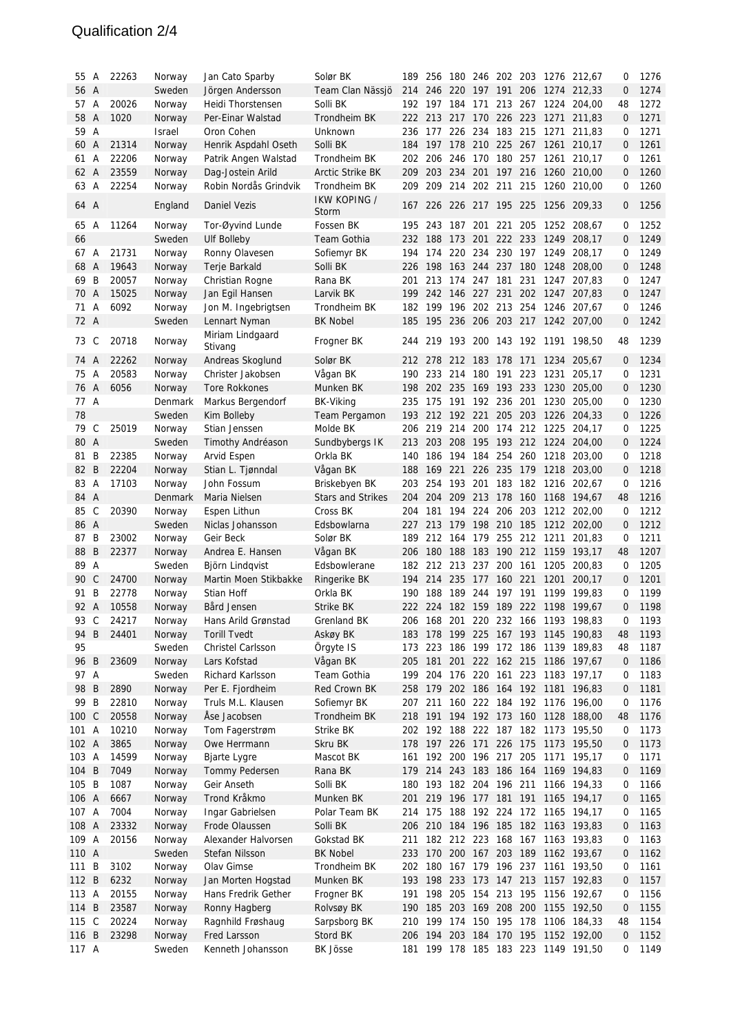# Qualification 2/4

| | | | | | | | | | | | | | | | |
|---|---|---|---|---|---|---|---|---|---|---|---|---|---|---|---|
| 55 | A | 22263 | Norway | Jan Cato Sparby | Solør BK | 189 | 256 | 180 | 246 | 202 | 203 | 1276 | 212,67 | 0 | 1276 |
| 56 | A | | Sweden | Jörgen Andersson | Team Clan Nässjö | 214 | 246 | 220 | 197 | 191 | 206 | 1274 | 212,33 | 0 | 1274 |
| 57 | A | 20026 | Norway | Heidi Thorstensen | Solli BK | 192 | 197 | 184 | 171 | 213 | 267 | 1224 | 204,00 | 48 | 1272 |
| 58 | A | 1020 | Norway | Per-Einar Walstad | Trondheim BK | 222 | 213 | 217 | 170 | 226 | 223 | 1271 | 211,83 | 0 | 1271 |
| 59 | A | | Israel | Oron Cohen | Unknown | 236 | 177 | 226 | 234 | 183 | 215 | 1271 | 211,83 | 0 | 1271 |
| 60 | A | 21314 | Norway | Henrik Aspdahl Oseth | Solli BK | 184 | 197 | 178 | 210 | 225 | 267 | 1261 | 210,17 | 0 | 1261 |
| 61 | A | 22206 | Norway | Patrik Angen Walstad | Trondheim BK | 202 | 206 | 246 | 170 | 180 | 257 | 1261 | 210,17 | 0 | 1261 |
| 62 | A | 23559 | Norway | Dag-Jostein Arild | Arctic Strike BK | 209 | 203 | 234 | 201 | 197 | 216 | 1260 | 210,00 | 0 | 1260 |
| 63 | A | 22254 | Norway | Robin Nordås Grindvik | Trondheim BK | 209 | 209 | 214 | 202 | 211 | 215 | 1260 | 210,00 | 0 | 1260 |
| 64 | A | | England | Daniel Vezis | IKW KOPING / Storm | 167 | 226 | 226 | 217 | 195 | 225 | 1256 | 209,33 | 0 | 1256 |
| 65 | A | 11264 | Norway | Tor-Øyvind Lunde | Fossen BK | 195 | 243 | 187 | 201 | 221 | 205 | 1252 | 208,67 | 0 | 1252 |
| 66 | | | Sweden | Ulf Bolleby | Team Gothia | 232 | 188 | 173 | 201 | 222 | 233 | 1249 | 208,17 | 0 | 1249 |
| 67 | A | 21731 | Norway | Ronny Olavesen | Sofiemyr BK | 194 | 174 | 220 | 234 | 230 | 197 | 1249 | 208,17 | 0 | 1249 |
| 68 | A | 19643 | Norway | Terje Barkald | Solli BK | 226 | 198 | 163 | 244 | 237 | 180 | 1248 | 208,00 | 0 | 1248 |
| 69 | B | 20057 | Norway | Christian Rogne | Rana BK | 201 | 213 | 174 | 247 | 181 | 231 | 1247 | 207,83 | 0 | 1247 |
| 70 | A | 15025 | Norway | Jan Egil Hansen | Larvik BK | 199 | 242 | 146 | 227 | 231 | 202 | 1247 | 207,83 | 0 | 1247 |
| 71 | A | 6092 | Norway | Jon M. Ingebrigtsen | Trondheim BK | 182 | 199 | 196 | 202 | 213 | 254 | 1246 | 207,67 | 0 | 1246 |
| 72 | A | | Sweden | Lennart Nyman | BK Nobel | 185 | 195 | 236 | 206 | 203 | 217 | 1242 | 207,00 | 0 | 1242 |
| 73 | C | 20718 | Norway | Miriam Lindgaard Stivang | Frogner BK | 244 | 219 | 193 | 200 | 143 | 192 | 1191 | 198,50 | 48 | 1239 |
| 74 | A | 22262 | Norway | Andreas Skoglund | Solør BK | 212 | 278 | 212 | 183 | 178 | 171 | 1234 | 205,67 | 0 | 1234 |
| 75 | A | 20583 | Norway | Christer Jakobsen | Vågan BK | 190 | 233 | 214 | 180 | 191 | 223 | 1231 | 205,17 | 0 | 1231 |
| 76 | A | 6056 | Norway | Tore Rokkones | Munken BK | 198 | 202 | 235 | 169 | 193 | 233 | 1230 | 205,00 | 0 | 1230 |
| 77 | A | | Denmark | Markus Bergendorf | BK-Viking | 235 | 175 | 191 | 192 | 236 | 201 | 1230 | 205,00 | 0 | 1230 |
| 78 | | | Sweden | Kim Bolleby | Team Pergamon | 193 | 212 | 192 | 221 | 205 | 203 | 1226 | 204,33 | 0 | 1226 |
| 79 | C | 25019 | Norway | Stian Jenssen | Molde BK | 206 | 219 | 214 | 200 | 174 | 212 | 1225 | 204,17 | 0 | 1225 |
| 80 | A | | Sweden | Timothy Andréason | Sundbybergs IK | 213 | 203 | 208 | 195 | 193 | 212 | 1224 | 204,00 | 0 | 1224 |
| 81 | B | 22385 | Norway | Arvid Espen | Orkla BK | 140 | 186 | 194 | 184 | 254 | 260 | 1218 | 203,00 | 0 | 1218 |
| 82 | B | 22204 | Norway | Stian L. Tjønndal | Vågan BK | 188 | 169 | 221 | 226 | 235 | 179 | 1218 | 203,00 | 0 | 1218 |
| 83 | A | 17103 | Norway | John Fossum | Briskebyen BK | 203 | 254 | 193 | 201 | 183 | 182 | 1216 | 202,67 | 0 | 1216 |
| 84 | A | | Denmark | Maria Nielsen | Stars and Strikes | 204 | 204 | 209 | 213 | 178 | 160 | 1168 | 194,67 | 48 | 1216 |
| 85 | C | 20390 | Norway | Espen Lithun | Cross BK | 204 | 181 | 194 | 224 | 206 | 203 | 1212 | 202,00 | 0 | 1212 |
| 86 | A | | Sweden | Niclas Johansson | Edsbowlarna | 227 | 213 | 179 | 198 | 210 | 185 | 1212 | 202,00 | 0 | 1212 |
| 87 | B | 23002 | Norway | Geir Beck | Solør BK | 189 | 212 | 164 | 179 | 255 | 212 | 1211 | 201,83 | 0 | 1211 |
| 88 | B | 22377 | Norway | Andrea E. Hansen | Vågan BK | 206 | 180 | 188 | 183 | 190 | 212 | 1159 | 193,17 | 48 | 1207 |
| 89 | A | | Sweden | Björn Lindqvist | Edsbowlerane | 182 | 212 | 213 | 237 | 200 | 161 | 1205 | 200,83 | 0 | 1205 |
| 90 | C | 24700 | Norway | Martin Moen Stikbakke | Ringerike BK | 194 | 214 | 235 | 177 | 160 | 221 | 1201 | 200,17 | 0 | 1201 |
| 91 | B | 22778 | Norway | Stian Hoff | Orkla BK | 190 | 188 | 189 | 244 | 197 | 191 | 1199 | 199,83 | 0 | 1199 |
| 92 | A | 10558 | Norway | Bård Jensen | Strike BK | 222 | 224 | 182 | 159 | 189 | 222 | 1198 | 199,67 | 0 | 1198 |
| 93 | C | 24217 | Norway | Hans Arild Grønstad | Grenland BK | 206 | 168 | 201 | 220 | 232 | 166 | 1193 | 198,83 | 0 | 1193 |
| 94 | B | 24401 | Norway | Torill Tvedt | Askøy BK | 183 | 178 | 199 | 225 | 167 | 193 | 1145 | 190,83 | 48 | 1193 |
| 95 | | | Sweden | Christel Carlsson | Örgyte IS | 173 | 223 | 186 | 199 | 172 | 186 | 1139 | 189,83 | 48 | 1187 |
| 96 | B | 23609 | Norway | Lars Kofstad | Vågan BK | 205 | 181 | 201 | 222 | 162 | 215 | 1186 | 197,67 | 0 | 1186 |
| 97 | A | | Sweden | Richard Karlsson | Team Gothia | 199 | 204 | 176 | 220 | 161 | 223 | 1183 | 197,17 | 0 | 1183 |
| 98 | B | 2890 | Norway | Per E. Fjordheim | Red Crown BK | 258 | 179 | 202 | 186 | 164 | 192 | 1181 | 196,83 | 0 | 1181 |
| 99 | B | 22810 | Norway | Truls M.L. Klausen | Sofiemyr BK | 207 | 211 | 160 | 222 | 184 | 192 | 1176 | 196,00 | 0 | 1176 |
| 100 | C | 20558 | Norway | Åse Jacobsen | Trondheim BK | 218 | 191 | 194 | 192 | 173 | 160 | 1128 | 188,00 | 48 | 1176 |
| 101 | A | 10210 | Norway | Tom Fagerstrøm | Strike BK | 202 | 192 | 188 | 222 | 187 | 182 | 1173 | 195,50 | 0 | 1173 |
| 102 | A | 3865 | Norway | Owe Herrmann | Skru BK | 178 | 197 | 226 | 171 | 226 | 175 | 1173 | 195,50 | 0 | 1173 |
| 103 | A | 14599 | Norway | Bjarte Lygre | Mascot BK | 161 | 192 | 200 | 196 | 217 | 205 | 1171 | 195,17 | 0 | 1171 |
| 104 | B | 7049 | Norway | Tommy Pedersen | Rana BK | 179 | 214 | 243 | 183 | 186 | 164 | 1169 | 194,83 | 0 | 1169 |
| 105 | B | 1087 | Norway | Geir Anseth | Solli BK | 180 | 193 | 182 | 204 | 196 | 211 | 1166 | 194,33 | 0 | 1166 |
| 106 | A | 6667 | Norway | Trond Kråkmo | Munken BK | 201 | 219 | 196 | 177 | 181 | 191 | 1165 | 194,17 | 0 | 1165 |
| 107 | A | 7004 | Norway | Ingar Gabrielsen | Polar Team BK | 214 | 175 | 188 | 192 | 224 | 172 | 1165 | 194,17 | 0 | 1165 |
| 108 | A | 23332 | Norway | Frode Olaussen | Solli BK | 206 | 210 | 184 | 196 | 185 | 182 | 1163 | 193,83 | 0 | 1163 |
| 109 | A | 20156 | Norway | Alexander Halvorsen | Gokstad BK | 211 | 182 | 212 | 223 | 168 | 167 | 1163 | 193,83 | 0 | 1163 |
| 110 | A | | Sweden | Stefan Nilsson | BK Nobel | 233 | 170 | 200 | 167 | 203 | 189 | 1162 | 193,67 | 0 | 1162 |
| 111 | B | 3102 | Norway | Olav Gimse | Trondheim BK | 202 | 180 | 167 | 179 | 196 | 237 | 1161 | 193,50 | 0 | 1161 |
| 112 | B | 6232 | Norway | Jan Morten Hogstad | Munken BK | 193 | 198 | 233 | 173 | 147 | 213 | 1157 | 192,83 | 0 | 1157 |
| 113 | A | 20155 | Norway | Hans Fredrik Gether | Frogner BK | 191 | 198 | 205 | 154 | 213 | 195 | 1156 | 192,67 | 0 | 1156 |
| 114 | B | 23587 | Norway | Ronny Hagberg | Rolvsøy BK | 190 | 185 | 203 | 169 | 208 | 200 | 1155 | 192,50 | 0 | 1155 |
| 115 | C | 20224 | Norway | Ragnhild Frøshaug | Sarpsborg BK | 210 | 199 | 174 | 150 | 195 | 178 | 1106 | 184,33 | 48 | 1154 |
| 116 | B | 23298 | Norway | Fred Larsson | Stord BK | 206 | 194 | 203 | 184 | 170 | 195 | 1152 | 192,00 | 0 | 1152 |
| 117 | A | | Sweden | Kenneth Johansson | BK Jösse | 181 | 199 | 178 | 185 | 183 | 223 | 1149 | 191,50 | 0 | 1149 |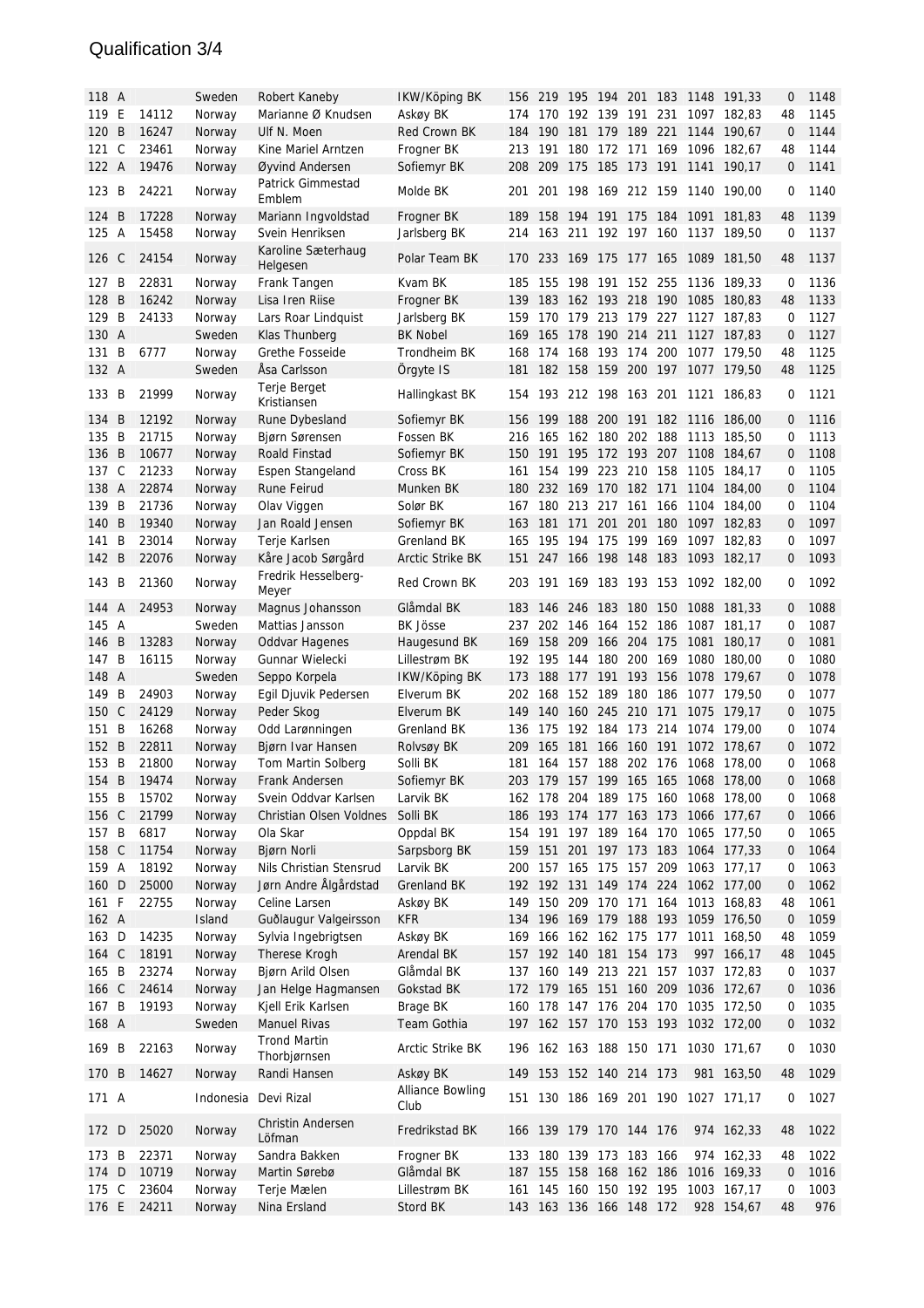# Qualification 3/4

| | | | | | | | | | | | | | | | |
|---|---|---|---|---|---|---|---|---|---|---|---|---|---|---|---|
| 118 | A | | Sweden | Robert Kaneby | IKW/Köping BK | 156 | 219 | 195 | 194 | 201 | 183 | 1148 | 191,33 | 0 | 1148 |
| 119 | E | 14112 | Norway | Marianne Ø Knudsen | Askøy BK | 174 | 170 | 192 | 139 | 191 | 231 | 1097 | 182,83 | 48 | 1145 |
| 120 | B | 16247 | Norway | Ulf N. Moen | Red Crown BK | 184 | 190 | 181 | 179 | 189 | 221 | 1144 | 190,67 | 0 | 1144 |
| 121 | C | 23461 | Norway | Kine Mariel Arntzen | Frogner BK | 213 | 191 | 180 | 172 | 171 | 169 | 1096 | 182,67 | 48 | 1144 |
| 122 | A | 19476 | Norway | Øyvind Andersen | Sofiemyr BK | 208 | 209 | 175 | 185 | 173 | 191 | 1141 | 190,17 | 0 | 1141 |
| 123 | B | 24221 | Norway | Patrick Gimmestad Emblem | Molde BK | 201 | 201 | 198 | 169 | 212 | 159 | 1140 | 190,00 | 0 | 1140 |
| 124 | B | 17228 | Norway | Mariann Ingvoldstad | Frogner BK | 189 | 158 | 194 | 191 | 175 | 184 | 1091 | 181,83 | 48 | 1139 |
| 125 | A | 15458 | Norway | Svein Henriksen | Jarlsberg BK | 214 | 163 | 211 | 192 | 197 | 160 | 1137 | 189,50 | 0 | 1137 |
| 126 | C | 24154 | Norway | Karoline Sæterhaug Helgesen | Polar Team BK | 170 | 233 | 169 | 175 | 177 | 165 | 1089 | 181,50 | 48 | 1137 |
| 127 | B | 22831 | Norway | Frank Tangen | Kvam BK | 185 | 155 | 198 | 191 | 152 | 255 | 1136 | 189,33 | 0 | 1136 |
| 128 | B | 16242 | Norway | Lisa Iren Riise | Frogner BK | 139 | 183 | 162 | 193 | 218 | 190 | 1085 | 180,83 | 48 | 1133 |
| 129 | B | 24133 | Norway | Lars Roar Lindquist | Jarlsberg BK | 159 | 170 | 179 | 213 | 179 | 227 | 1127 | 187,83 | 0 | 1127 |
| 130 | A | | Sweden | Klas Thunberg | BK Nobel | 169 | 165 | 178 | 190 | 214 | 211 | 1127 | 187,83 | 0 | 1127 |
| 131 | B | 6777 | Norway | Grethe Fosseide | Trondheim BK | 168 | 174 | 168 | 193 | 174 | 200 | 1077 | 179,50 | 48 | 1125 |
| 132 | A | | Sweden | Åsa Carlsson | Örgyte IS | 181 | 182 | 158 | 159 | 200 | 197 | 1077 | 179,50 | 48 | 1125 |
| 133 | B | 21999 | Norway | Terje Berget Kristiansen | Hallingkast BK | 154 | 193 | 212 | 198 | 163 | 201 | 1121 | 186,83 | 0 | 1121 |
| 134 | B | 12192 | Norway | Rune Dybesland | Sofiemyr BK | 156 | 199 | 188 | 200 | 191 | 182 | 1116 | 186,00 | 0 | 1116 |
| 135 | B | 21715 | Norway | Bjørn Sørensen | Fossen BK | 216 | 165 | 162 | 180 | 202 | 188 | 1113 | 185,50 | 0 | 1113 |
| 136 | B | 10677 | Norway | Roald Finstad | Sofiemyr BK | 150 | 191 | 195 | 172 | 193 | 207 | 1108 | 184,67 | 0 | 1108 |
| 137 | C | 21233 | Norway | Espen Stangeland | Cross BK | 161 | 154 | 199 | 223 | 210 | 158 | 1105 | 184,17 | 0 | 1105 |
| 138 | A | 22874 | Norway | Rune Feirud | Munken BK | 180 | 232 | 169 | 170 | 182 | 171 | 1104 | 184,00 | 0 | 1104 |
| 139 | B | 21736 | Norway | Olav Viggen | Solør BK | 167 | 180 | 213 | 217 | 161 | 166 | 1104 | 184,00 | 0 | 1104 |
| 140 | B | 19340 | Norway | Jan Roald Jensen | Sofiemyr BK | 163 | 181 | 171 | 201 | 201 | 180 | 1097 | 182,83 | 0 | 1097 |
| 141 | B | 23014 | Norway | Terje Karlsen | Grenland BK | 165 | 195 | 194 | 175 | 199 | 169 | 1097 | 182,83 | 0 | 1097 |
| 142 | B | 22076 | Norway | Kåre Jacob Sørgård | Arctic Strike BK | 151 | 247 | 166 | 198 | 148 | 183 | 1093 | 182,17 | 0 | 1093 |
| 143 | B | 21360 | Norway | Fredrik Hesselberg-Meyer | Red Crown BK | 203 | 191 | 169 | 183 | 193 | 153 | 1092 | 182,00 | 0 | 1092 |
| 144 | A | 24953 | Norway | Magnus Johansson | Glåmdal BK | 183 | 146 | 246 | 183 | 180 | 150 | 1088 | 181,33 | 0 | 1088 |
| 145 | A | | Sweden | Mattias Jansson | BK Jösse | 237 | 202 | 146 | 164 | 152 | 186 | 1087 | 181,17 | 0 | 1087 |
| 146 | B | 13283 | Norway | Oddvar Hagenes | Haugesund BK | 169 | 158 | 209 | 166 | 204 | 175 | 1081 | 180,17 | 0 | 1081 |
| 147 | B | 16115 | Norway | Gunnar Wielecki | Lillestrøm BK | 192 | 195 | 144 | 180 | 200 | 169 | 1080 | 180,00 | 0 | 1080 |
| 148 | A | | Sweden | Seppo Korpela | IKW/Köping BK | 173 | 188 | 177 | 191 | 193 | 156 | 1078 | 179,67 | 0 | 1078 |
| 149 | B | 24903 | Norway | Egil Djuvik Pedersen | Elverum BK | 202 | 168 | 152 | 189 | 180 | 186 | 1077 | 179,50 | 0 | 1077 |
| 150 | C | 24129 | Norway | Peder Skog | Elverum BK | 149 | 140 | 160 | 245 | 210 | 171 | 1075 | 179,17 | 0 | 1075 |
| 151 | B | 16268 | Norway | Odd Larønningen | Grenland BK | 136 | 175 | 192 | 184 | 173 | 214 | 1074 | 179,00 | 0 | 1074 |
| 152 | B | 22811 | Norway | Bjørn Ivar Hansen | Rolvsøy BK | 209 | 165 | 181 | 166 | 160 | 191 | 1072 | 178,67 | 0 | 1072 |
| 153 | B | 21800 | Norway | Tom Martin Solberg | Solli BK | 181 | 164 | 157 | 188 | 202 | 176 | 1068 | 178,00 | 0 | 1068 |
| 154 | B | 19474 | Norway | Frank Andersen | Sofiemyr BK | 203 | 179 | 157 | 199 | 165 | 165 | 1068 | 178,00 | 0 | 1068 |
| 155 | B | 15702 | Norway | Svein Oddvar Karlsen | Larvik BK | 162 | 178 | 204 | 189 | 175 | 160 | 1068 | 178,00 | 0 | 1068 |
| 156 | C | 21799 | Norway | Christian Olsen Voldnes | Solli BK | 186 | 193 | 174 | 177 | 163 | 173 | 1066 | 177,67 | 0 | 1066 |
| 157 | B | 6817 | Norway | Ola Skar | Oppdal BK | 154 | 191 | 197 | 189 | 164 | 170 | 1065 | 177,50 | 0 | 1065 |
| 158 | C | 11754 | Norway | Bjørn Norli | Sarpsborg BK | 159 | 151 | 201 | 197 | 173 | 183 | 1064 | 177,33 | 0 | 1064 |
| 159 | A | 18192 | Norway | Nils Christian Stensrud | Larvik BK | 200 | 157 | 165 | 175 | 157 | 209 | 1063 | 177,17 | 0 | 1063 |
| 160 | D | 25000 | Norway | Jørn Andre Ålgårdstad | Grenland BK | 192 | 192 | 131 | 149 | 174 | 224 | 1062 | 177,00 | 0 | 1062 |
| 161 | F | 22755 | Norway | Celine Larsen | Askøy BK | 149 | 150 | 209 | 170 | 171 | 164 | 1013 | 168,83 | 48 | 1061 |
| 162 | A | | Island | Guðlaugur Valgeirsson | KFR | 134 | 196 | 169 | 179 | 188 | 193 | 1059 | 176,50 | 0 | 1059 |
| 163 | D | 14235 | Norway | Sylvia Ingebrigtsen | Askøy BK | 169 | 166 | 162 | 162 | 175 | 177 | 1011 | 168,50 | 48 | 1059 |
| 164 | C | 18191 | Norway | Therese Krogh | Arendal BK | 157 | 192 | 140 | 181 | 154 | 173 | 997 | 166,17 | 48 | 1045 |
| 165 | B | 23274 | Norway | Bjørn Arild Olsen | Glåmdal BK | 137 | 160 | 149 | 213 | 221 | 157 | 1037 | 172,83 | 0 | 1037 |
| 166 | C | 24614 | Norway | Jan Helge Hagmansen | Gokstad BK | 172 | 179 | 165 | 151 | 160 | 209 | 1036 | 172,67 | 0 | 1036 |
| 167 | B | 19193 | Norway | Kjell Erik Karlsen | Brage BK | 160 | 178 | 147 | 176 | 204 | 170 | 1035 | 172,50 | 0 | 1035 |
| 168 | A | | Sweden | Manuel Rivas | Team Gothia | 197 | 162 | 157 | 170 | 153 | 193 | 1032 | 172,00 | 0 | 1032 |
| 169 | B | 22163 | Norway | Trond Martin Thorbjørnsen | Arctic Strike BK | 196 | 162 | 163 | 188 | 150 | 171 | 1030 | 171,67 | 0 | 1030 |
| 170 | B | 14627 | Norway | Randi Hansen | Askøy BK | 149 | 153 | 152 | 140 | 214 | 173 | 981 | 163,50 | 48 | 1029 |
| 171 | A | | Indonesia | Devi Rizal | Alliance Bowling Club | 151 | 130 | 186 | 169 | 201 | 190 | 1027 | 171,17 | 0 | 1027 |
| 172 | D | 25020 | Norway | Christin Andersen Löfman | Fredrikstad BK | 166 | 139 | 179 | 170 | 144 | 176 | 974 | 162,33 | 48 | 1022 |
| 173 | B | 22371 | Norway | Sandra Bakken | Frogner BK | 133 | 180 | 139 | 173 | 183 | 166 | 974 | 162,33 | 48 | 1022 |
| 174 | D | 10719 | Norway | Martin Sørebø | Glåmdal BK | 187 | 155 | 158 | 168 | 162 | 186 | 1016 | 169,33 | 0 | 1016 |
| 175 | C | 23604 | Norway | Terje Mælen | Lillestrøm BK | 161 | 145 | 160 | 150 | 192 | 195 | 1003 | 167,17 | 0 | 1003 |
| 176 | E | 24211 | Norway | Nina Ersland | Stord BK | 143 | 163 | 136 | 166 | 148 | 172 | 928 | 154,67 | 48 | 976 |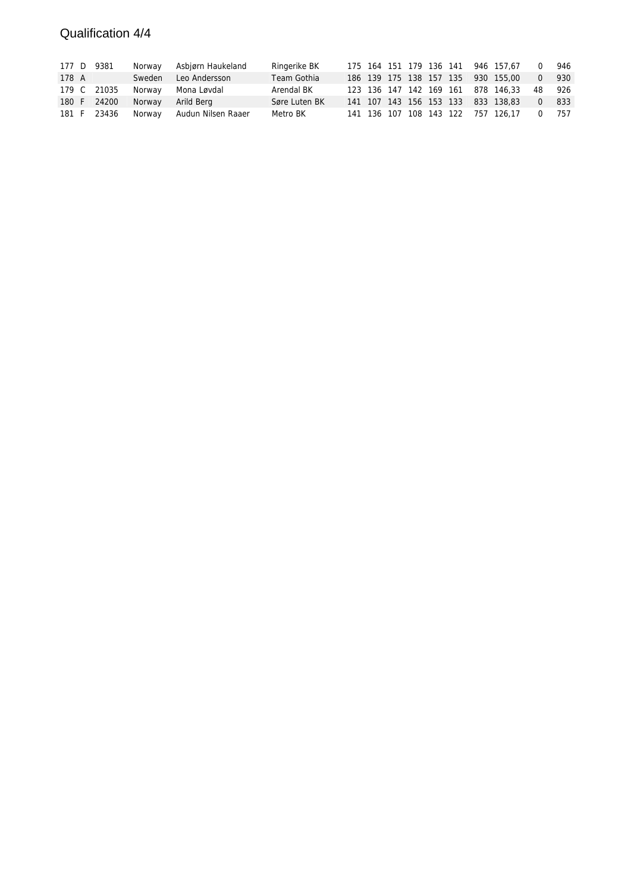# Qualification 4/4

| | | | | | | | | | | | | | | | | |
|---|---|---|---|---|---|---|---|---|---|---|---|---|---|---|---|---|
| 177 | D | 9381 | Norway | Asbjørn Haukeland | Ringerike BK | 175 | 164 | 151 | 179 | 136 | 141 | 946 | 157,67 | 0 | 946 |
| 178 | A | | Sweden | Leo Andersson | Team Gothia | 186 | 139 | 175 | 138 | 157 | 135 | 930 | 155,00 | 0 | 930 |
| 179 | C | 21035 | Norway | Mona Løvdal | Arendal BK | 123 | 136 | 147 | 142 | 169 | 161 | 878 | 146,33 | 48 | 926 |
| 180 | F | 24200 | Norway | Arild Berg | Søre Luten BK | 141 | 107 | 143 | 156 | 153 | 133 | 833 | 138,83 | 0 | 833 |
| 181 | F | 23436 | Norway | Audun Nilsen Raaer | Metro BK | 141 | 136 | 107 | 108 | 143 | 122 | 757 | 126,17 | 0 | 757 |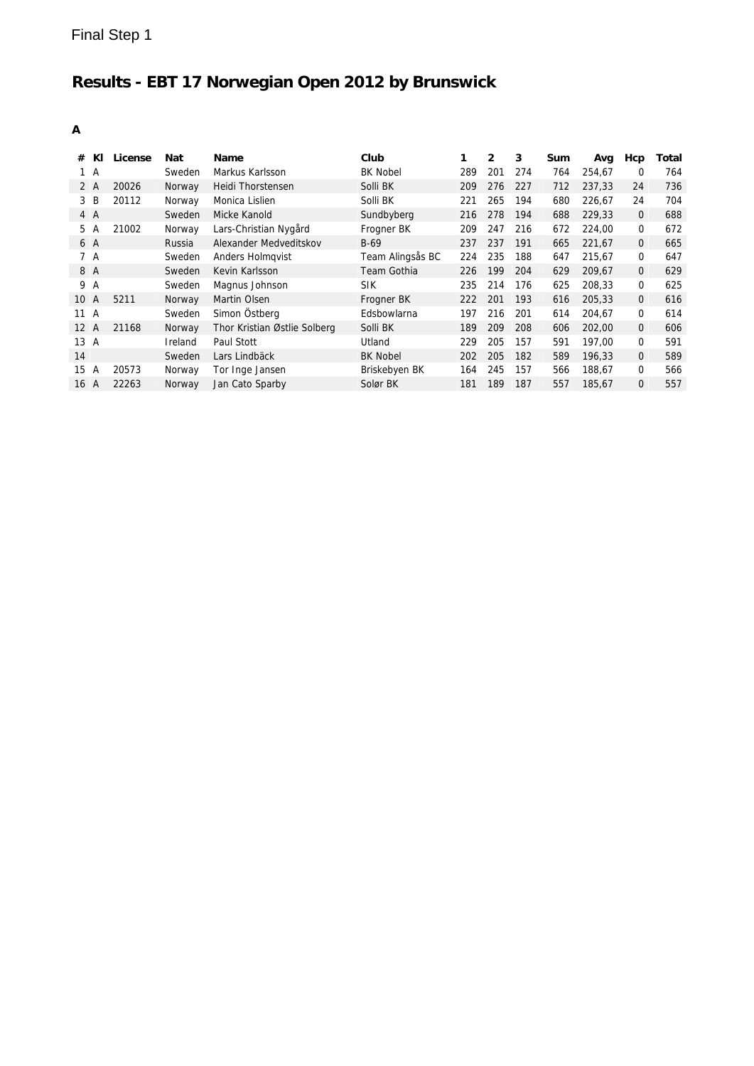Final Step 1

# Results - EBT 17 Norwegian Open 2012 by Brunswick

**A**

| # | Kl | License | Nat | Name | Club | 1 | 2 | 3 | Sum | Avg | Hcp | Total |
|---|---|---|---|---|---|---|---|---|---|---|---|---|
| 1 | A | | Sweden | Markus Karlsson | BK Nobel | 289 | 201 | 274 | 764 | 254,67 | 0 | 764 |
| 2 | A | 20026 | Norway | Heidi Thorstensen | Solli BK | 209 | 276 | 227 | 712 | 237,33 | 24 | 736 |
| 3 | B | 20112 | Norway | Monica Lislien | Solli BK | 221 | 265 | 194 | 680 | 226,67 | 24 | 704 |
| 4 | A | | Sweden | Micke Kanold | Sundbyberg | 216 | 278 | 194 | 688 | 229,33 | 0 | 688 |
| 5 | A | 21002 | Norway | Lars-Christian Nygård | Frogner BK | 209 | 247 | 216 | 672 | 224,00 | 0 | 672 |
| 6 | A | | Russia | Alexander Medveditskov | B-69 | 237 | 237 | 191 | 665 | 221,67 | 0 | 665 |
| 7 | A | | Sweden | Anders Holmqvist | Team Alingsås BC | 224 | 235 | 188 | 647 | 215,67 | 0 | 647 |
| 8 | A | | Sweden | Kevin Karlsson | Team Gothia | 226 | 199 | 204 | 629 | 209,67 | 0 | 629 |
| 9 | A | | Sweden | Magnus Johnson | SIK | 235 | 214 | 176 | 625 | 208,33 | 0 | 625 |
| 10 | A | 5211 | Norway | Martin Olsen | Frogner BK | 222 | 201 | 193 | 616 | 205,33 | 0 | 616 |
| 11 | A | | Sweden | Simon Östberg | Edsbowlarna | 197 | 216 | 201 | 614 | 204,67 | 0 | 614 |
| 12 | A | 21168 | Norway | Thor Kristian Østlie Solberg | Solli BK | 189 | 209 | 208 | 606 | 202,00 | 0 | 606 |
| 13 | A | | Ireland | Paul Stott | Utland | 229 | 205 | 157 | 591 | 197,00 | 0 | 591 |
| 14 | | | Sweden | Lars Lindbäck | BK Nobel | 202 | 205 | 182 | 589 | 196,33 | 0 | 589 |
| 15 | A | 20573 | Norway | Tor Inge Jansen | Briskebyen BK | 164 | 245 | 157 | 566 | 188,67 | 0 | 566 |
| 16 | A | 22263 | Norway | Jan Cato Sparby | Solør BK | 181 | 189 | 187 | 557 | 185,67 | 0 | 557 |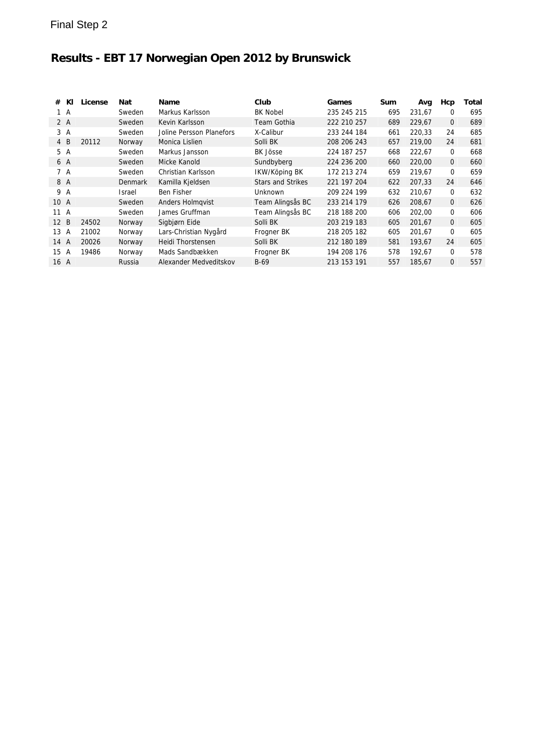Final Step 2

# Results - EBT 17 Norwegian Open 2012 by Brunswick

| # | Kl | License | Nat | Name | Club | Games | Sum | Avg | Hcp | Total |
|---|---|---|---|---|---|---|---|---|---|---|
| 1 | A | | Sweden | Markus Karlsson | BK Nobel | 235 245 215 | 695 | 231,67 | 0 | 695 |
| 2 | A | | Sweden | Kevin Karlsson | Team Gothia | 222 210 257 | 689 | 229,67 | 0 | 689 |
| 3 | A | | Sweden | Joline Persson Planefors | X-Calibur | 233 244 184 | 661 | 220,33 | 24 | 685 |
| 4 | B | 20112 | Norway | Monica Lislien | Solli BK | 208 206 243 | 657 | 219,00 | 24 | 681 |
| 5 | A | | Sweden | Markus Jansson | BK Jösse | 224 187 257 | 668 | 222,67 | 0 | 668 |
| 6 | A | | Sweden | Micke Kanold | Sundbyberg | 224 236 200 | 660 | 220,00 | 0 | 660 |
| 7 | A | | Sweden | Christian Karlsson | IKW/Köping BK | 172 213 274 | 659 | 219,67 | 0 | 659 |
| 8 | A | | Denmark | Kamilla Kjeldsen | Stars and Strikes | 221 197 204 | 622 | 207,33 | 24 | 646 |
| 9 | A | | Israel | Ben Fisher | Unknown | 209 224 199 | 632 | 210,67 | 0 | 632 |
| 10 | A | | Sweden | Anders Holmqvist | Team Alingsås BC | 233 214 179 | 626 | 208,67 | 0 | 626 |
| 11 | A | | Sweden | James Gruffman | Team Alingsås BC | 218 188 200 | 606 | 202,00 | 0 | 606 |
| 12 | B | 24502 | Norway | Sigbjørn Eide | Solli BK | 203 219 183 | 605 | 201,67 | 0 | 605 |
| 13 | A | 21002 | Norway | Lars-Christian Nygård | Frogner BK | 218 205 182 | 605 | 201,67 | 0 | 605 |
| 14 | A | 20026 | Norway | Heidi Thorstensen | Solli BK | 212 180 189 | 581 | 193,67 | 24 | 605 |
| 15 | A | 19486 | Norway | Mads Sandbækken | Frogner BK | 194 208 176 | 578 | 192,67 | 0 | 578 |
| 16 | A | | Russia | Alexander Medveditskov | B-69 | 213 153 191 | 557 | 185,67 | 0 | 557 |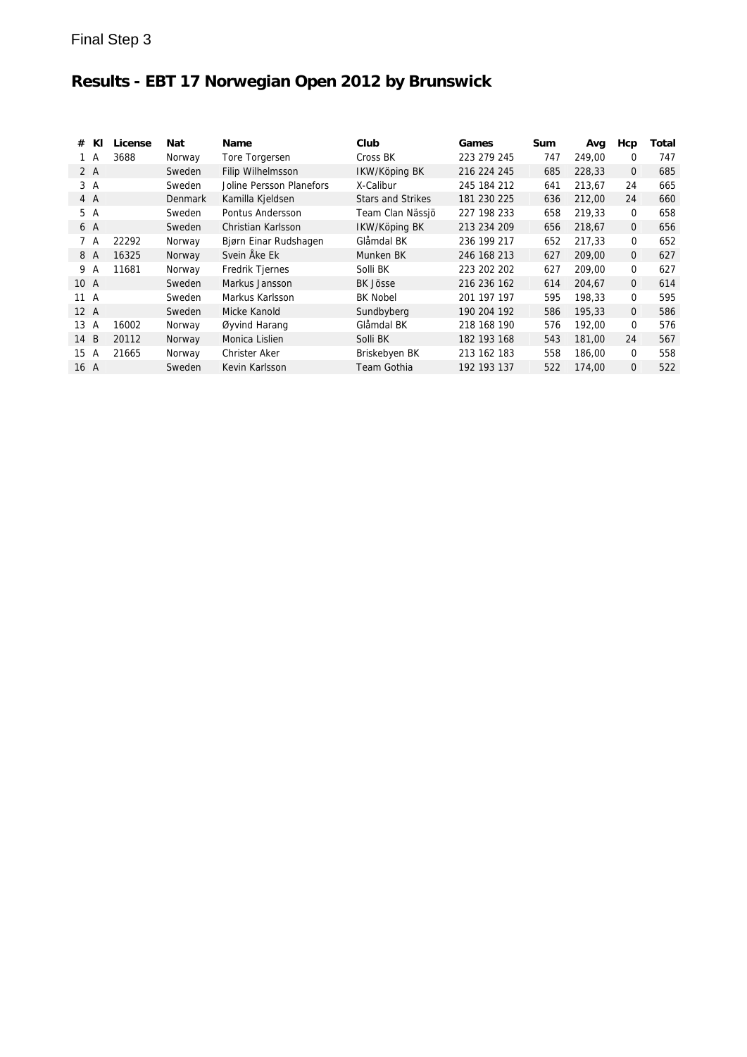Final Step 3

# Results - EBT 17 Norwegian Open 2012 by Brunswick

| # | Kl | License | Nat | Name | Club | Games | Sum | Avg | Hcp | Total |
|---|---|---|---|---|---|---|---|---|---|---|
| 1 | A | 3688 | Norway | Tore Torgersen | Cross BK | 223 279 245 | 747 | 249,00 | 0 | 747 |
| 2 | A | | Sweden | Filip Wilhelmsson | IKW/Köping BK | 216 224 245 | 685 | 228,33 | 0 | 685 |
| 3 | A | | Sweden | Joline Persson Planefors | X-Calibur | 245 184 212 | 641 | 213,67 | 24 | 665 |
| 4 | A | | Denmark | Kamilla Kjeldsen | Stars and Strikes | 181 230 225 | 636 | 212,00 | 24 | 660 |
| 5 | A | | Sweden | Pontus Andersson | Team Clan Nässjö | 227 198 233 | 658 | 219,33 | 0 | 658 |
| 6 | A | | Sweden | Christian Karlsson | IKW/Köping BK | 213 234 209 | 656 | 218,67 | 0 | 656 |
| 7 | A | 22292 | Norway | Bjørn Einar Rudshagen | Glåmdal BK | 236 199 217 | 652 | 217,33 | 0 | 652 |
| 8 | A | 16325 | Norway | Svein Åke Ek | Munken BK | 246 168 213 | 627 | 209,00 | 0 | 627 |
| 9 | A | 11681 | Norway | Fredrik Tjernes | Solli BK | 223 202 202 | 627 | 209,00 | 0 | 627 |
| 10 | A | | Sweden | Markus Jansson | BK Jösse | 216 236 162 | 614 | 204,67 | 0 | 614 |
| 11 | A | | Sweden | Markus Karlsson | BK Nobel | 201 197 197 | 595 | 198,33 | 0 | 595 |
| 12 | A | | Sweden | Micke Kanold | Sundbyberg | 190 204 192 | 586 | 195,33 | 0 | 586 |
| 13 | A | 16002 | Norway | Øyvind Harang | Glåmdal BK | 218 168 190 | 576 | 192,00 | 0 | 576 |
| 14 | B | 20112 | Norway | Monica Lislien | Solli BK | 182 193 168 | 543 | 181,00 | 24 | 567 |
| 15 | A | 21665 | Norway | Christer Aker | Briskebyen BK | 213 162 183 | 558 | 186,00 | 0 | 558 |
| 16 | A | | Sweden | Kevin Karlsson | Team Gothia | 192 193 137 | 522 | 174,00 | 0 | 522 |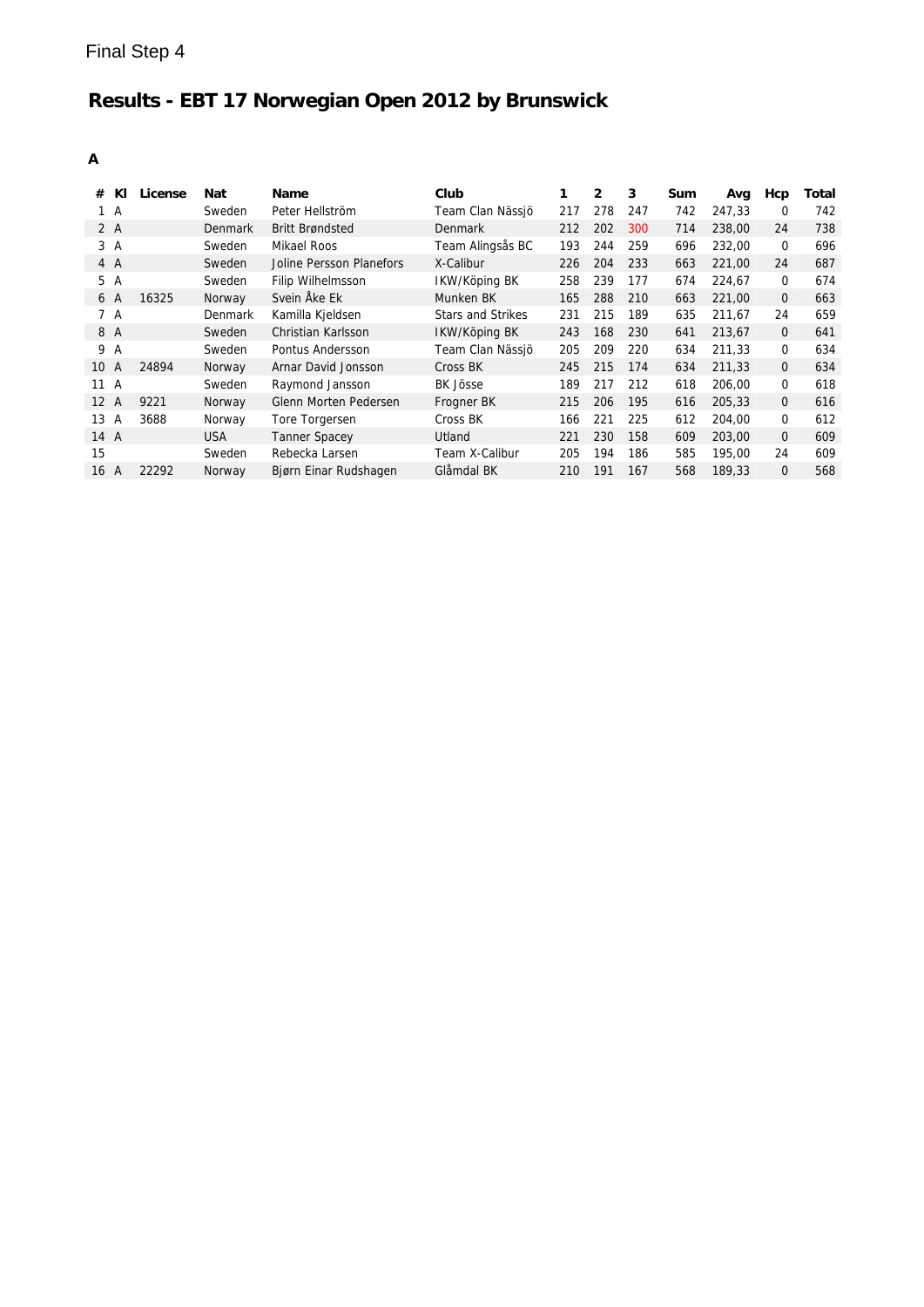Final Step 4

# Results - EBT 17 Norwegian Open 2012 by Brunswick

**A**

| # | Kl | License | Nat | Name | Club | 1 | 2 | 3 | Sum | Avg | Hcp | Total |
|---|---|---|---|---|---|---|---|---|---|---|---|---|
| 1 | A | | Sweden | Peter Hellström | Team Clan Nässjö | 217 | 278 | 247 | 742 | 247,33 | 0 | 742 |
| 2 | A | | Denmark | Britt Brøndsted | Denmark | 212 | 202 | 300 | 714 | 238,00 | 24 | 738 |
| 3 | A | | Sweden | Mikael Roos | Team Alingsås BC | 193 | 244 | 259 | 696 | 232,00 | 0 | 696 |
| 4 | A | | Sweden | Joline Persson Planefors | X-Calibur | 226 | 204 | 233 | 663 | 221,00 | 24 | 687 |
| 5 | A | | Sweden | Filip Wilhelmsson | IKW/Köping BK | 258 | 239 | 177 | 674 | 224,67 | 0 | 674 |
| 6 | A | 16325 | Norway | Svein Åke Ek | Munken BK | 165 | 288 | 210 | 663 | 221,00 | 0 | 663 |
| 7 | A | | Denmark | Kamilla Kjeldsen | Stars and Strikes | 231 | 215 | 189 | 635 | 211,67 | 24 | 659 |
| 8 | A | | Sweden | Christian Karlsson | IKW/Köping BK | 243 | 168 | 230 | 641 | 213,67 | 0 | 641 |
| 9 | A | | Sweden | Pontus Andersson | Team Clan Nässjö | 205 | 209 | 220 | 634 | 211,33 | 0 | 634 |
| 10 | A | 24894 | Norway | Arnar David Jonsson | Cross BK | 245 | 215 | 174 | 634 | 211,33 | 0 | 634 |
| 11 | A | | Sweden | Raymond Jansson | BK Jösse | 189 | 217 | 212 | 618 | 206,00 | 0 | 618 |
| 12 | A | 9221 | Norway | Glenn Morten Pedersen | Frogner BK | 215 | 206 | 195 | 616 | 205,33 | 0 | 616 |
| 13 | A | 3688 | Norway | Tore Torgersen | Cross BK | 166 | 221 | 225 | 612 | 204,00 | 0 | 612 |
| 14 | A | | USA | Tanner Spacey | Utland | 221 | 230 | 158 | 609 | 203,00 | 0 | 609 |
| 15 | | | Sweden | Rebecka Larsen | Team X-Calibur | 205 | 194 | 186 | 585 | 195,00 | 24 | 609 |
| 16 | A | 22292 | Norway | Bjørn Einar Rudshagen | Glåmdal BK | 210 | 191 | 167 | 568 | 189,33 | 0 | 568 |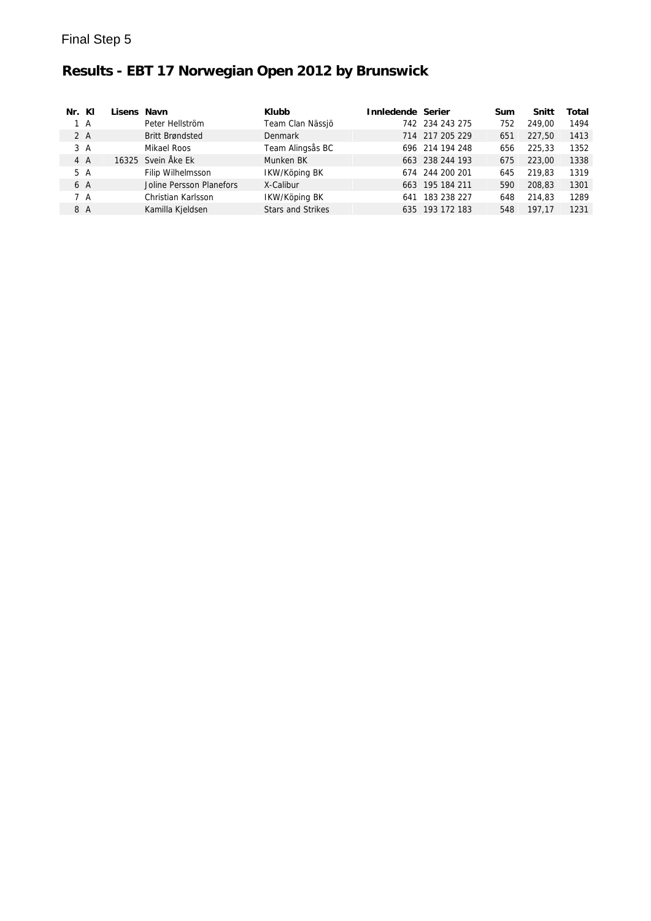Final Step 5

# Results - EBT 17 Norwegian Open 2012 by Brunswick

| Nr. | Kl | Lisens | Navn | Klubb | Innledende | Serier | Sum | Snitt | Total |
|---|---|---|---|---|---|---|---|---|---|
| 1 | A | | Peter Hellström | Team Clan Nässjö | 742 | 234 243 275 | 752 | 249,00 | 1494 |
| 2 | A | | Britt Brøndsted | Denmark | 714 | 217 205 229 | 651 | 227,50 | 1413 |
| 3 | A | | Mikael Roos | Team Alingsås BC | 696 | 214 194 248 | 656 | 225,33 | 1352 |
| 4 | A | 16325 | Svein Åke Ek | Munken BK | 663 | 238 244 193 | 675 | 223,00 | 1338 |
| 5 | A | | Filip Wilhelmsson | IKW/Köping BK | 674 | 244 200 201 | 645 | 219,83 | 1319 |
| 6 | A | | Joline Persson Planefors | X-Calibur | 663 | 195 184 211 | 590 | 208,83 | 1301 |
| 7 | A | | Christian Karlsson | IKW/Köping BK | 641 | 183 238 227 | 648 | 214,83 | 1289 |
| 8 | A | | Kamilla Kjeldsen | Stars and Strikes | 635 | 193 172 183 | 548 | 197,17 | 1231 |